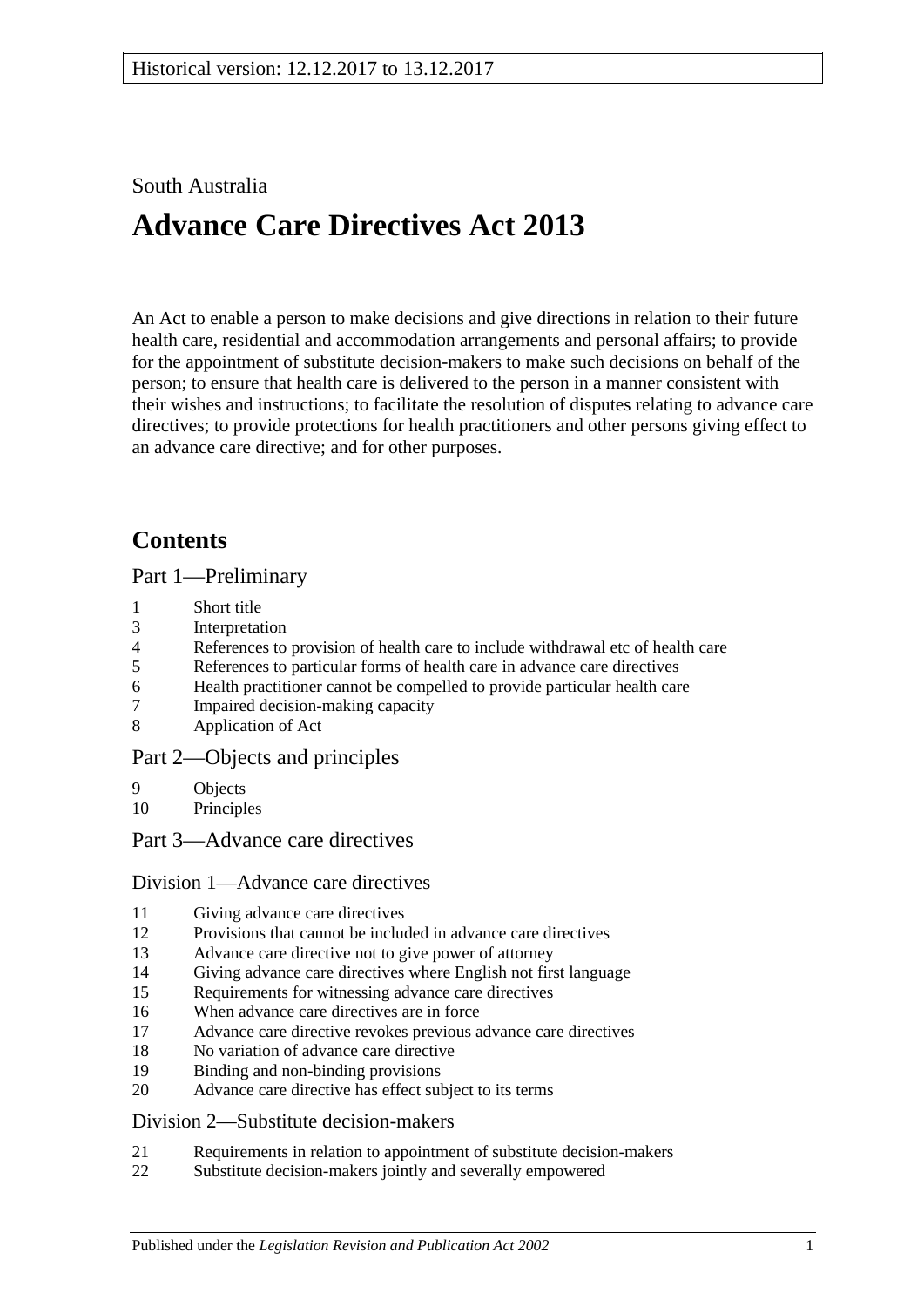Historical version: 12.12.2017 to 13.12.2017

South Australia

# Advance Care Directives Act 2013

An Act to enable a person to make decisions and give directions in relation to their future health care, residential and accommodation arrangements and personal affairs; to provide for the appointment of substitute decision-makers to make such decisions on behalf of the person; to ensure that health care is delivered to the person in a manner consistent with their wishes and instructions; to facilitate the resolution of disputes relating to advance care directives; to provide protections for health practitioners and other persons giving effect to an advance care directive; and for other purposes.

## Contents

Part 1—Preliminary

1 Short title
3 Interpretation
4 References to provision of health care to include withdrawal etc of health care
5 References to particular forms of health care in advance care directives
6 Health practitioner cannot be compelled to provide particular health care
7 Impaired decision-making capacity
8 Application of Act

Part 2—Objects and principles

9 Objects
10 Principles

Part 3—Advance care directives

Division 1—Advance care directives

11 Giving advance care directives
12 Provisions that cannot be included in advance care directives
13 Advance care directive not to give power of attorney
14 Giving advance care directives where English not first language
15 Requirements for witnessing advance care directives
16 When advance care directives are in force
17 Advance care directive revokes previous advance care directives
18 No variation of advance care directive
19 Binding and non-binding provisions
20 Advance care directive has effect subject to its terms

Division 2—Substitute decision-makers

21 Requirements in relation to appointment of substitute decision-makers
22 Substitute decision-makers jointly and severally empowered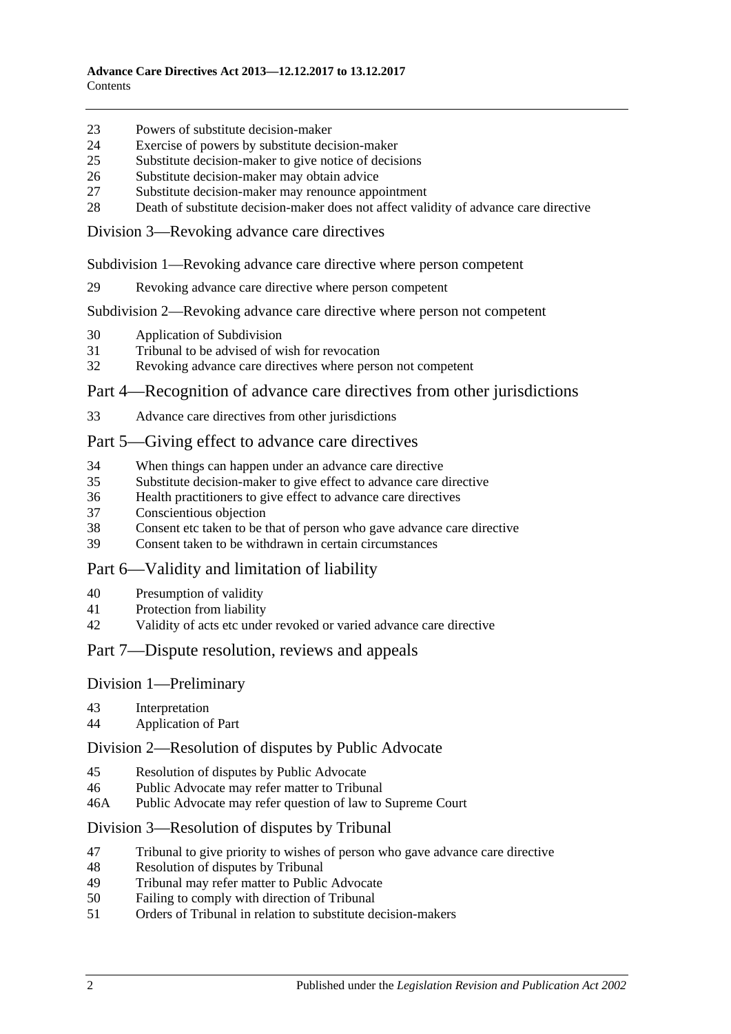23 Powers of substitute decision-maker
24 Exercise of powers by substitute decision-maker
25 Substitute decision-maker to give notice of decisions
26 Substitute decision-maker may obtain advice
27 Substitute decision-maker may renounce appointment
28 Death of substitute decision-maker does not affect validity of advance care directive

### Division 3—Revoking advance care directives

#### Subdivision 1—Revoking advance care directive where person competent

29 Revoking advance care directive where person competent

#### Subdivision 2—Revoking advance care directive where person not competent

30 Application of Subdivision
31 Tribunal to be advised of wish for revocation
32 Revoking advance care directives where person not competent

## Part 4—Recognition of advance care directives from other jurisdictions

33 Advance care directives from other jurisdictions

## Part 5—Giving effect to advance care directives

34 When things can happen under an advance care directive
35 Substitute decision-maker to give effect to advance care directive
36 Health practitioners to give effect to advance care directives
37 Conscientious objection
38 Consent etc taken to be that of person who gave advance care directive
39 Consent taken to be withdrawn in certain circumstances

## Part 6—Validity and limitation of liability

40 Presumption of validity
41 Protection from liability
42 Validity of acts etc under revoked or varied advance care directive

## Part 7—Dispute resolution, reviews and appeals

### Division 1—Preliminary

43 Interpretation
44 Application of Part

### Division 2—Resolution of disputes by Public Advocate

45 Resolution of disputes by Public Advocate
46 Public Advocate may refer matter to Tribunal
46A Public Advocate may refer question of law to Supreme Court

### Division 3—Resolution of disputes by Tribunal

47 Tribunal to give priority to wishes of person who gave advance care directive
48 Resolution of disputes by Tribunal
49 Tribunal may refer matter to Public Advocate
50 Failing to comply with direction of Tribunal
51 Orders of Tribunal in relation to substitute decision-makers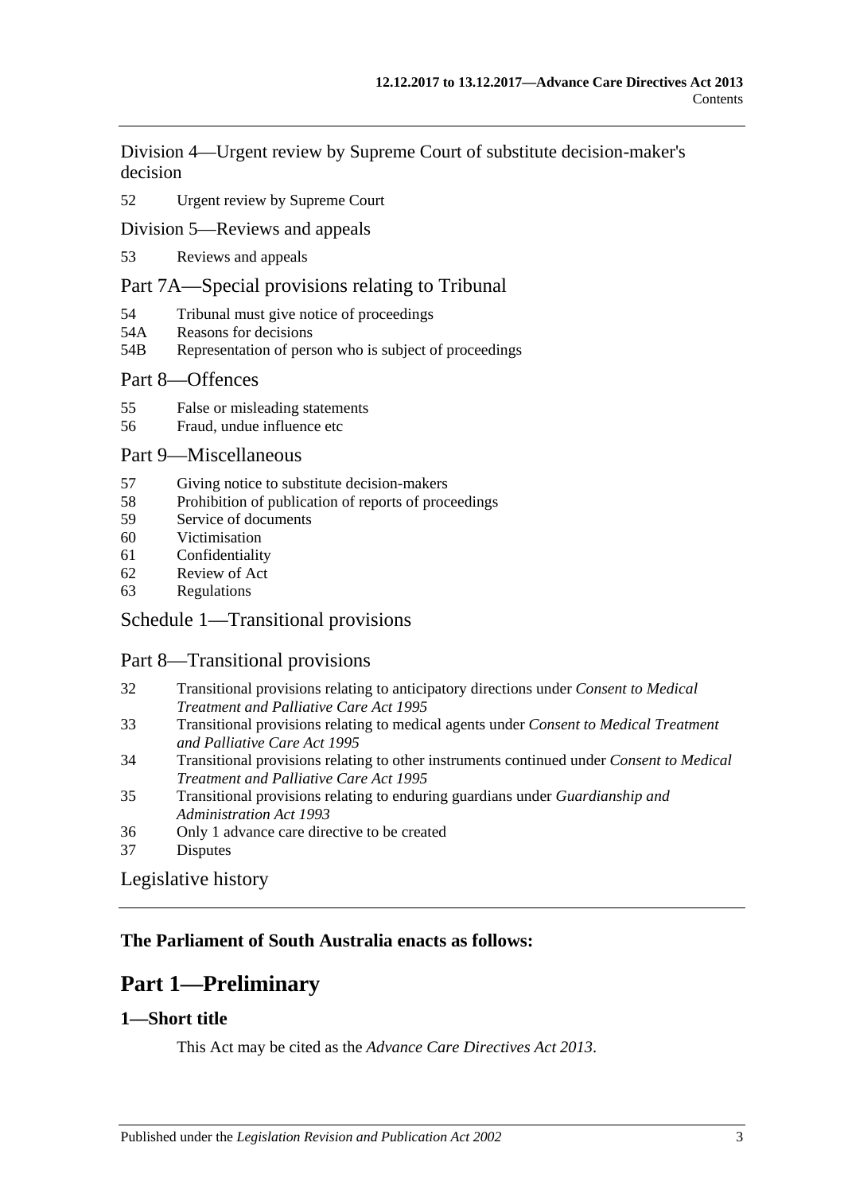Division 4—Urgent review by Supreme Court of substitute decision-maker's decision

52 Urgent review by Supreme Court

Division 5—Reviews and appeals

53 Reviews and appeals

Part 7A—Special provisions relating to Tribunal

54 Tribunal must give notice of proceedings
54A Reasons for decisions
54B Representation of person who is subject of proceedings

Part 8—Offences

55 False or misleading statements
56 Fraud, undue influence etc

Part 9—Miscellaneous

57 Giving notice to substitute decision-makers
58 Prohibition of publication of reports of proceedings
59 Service of documents
60 Victimisation
61 Confidentiality
62 Review of Act
63 Regulations

Schedule 1—Transitional provisions

Part 8—Transitional provisions

32 Transitional provisions relating to anticipatory directions under *Consent to Medical Treatment and Palliative Care Act 1995*
33 Transitional provisions relating to medical agents under *Consent to Medical Treatment and Palliative Care Act 1995*
34 Transitional provisions relating to other instruments continued under *Consent to Medical Treatment and Palliative Care Act 1995*
35 Transitional provisions relating to enduring guardians under *Guardianship and Administration Act 1993*
36 Only 1 advance care directive to be created
37 Disputes

Legislative history

**The Parliament of South Australia enacts as follows:**

# Part 1—Preliminary

## 1—Short title

This Act may be cited as the *Advance Care Directives Act 2013*.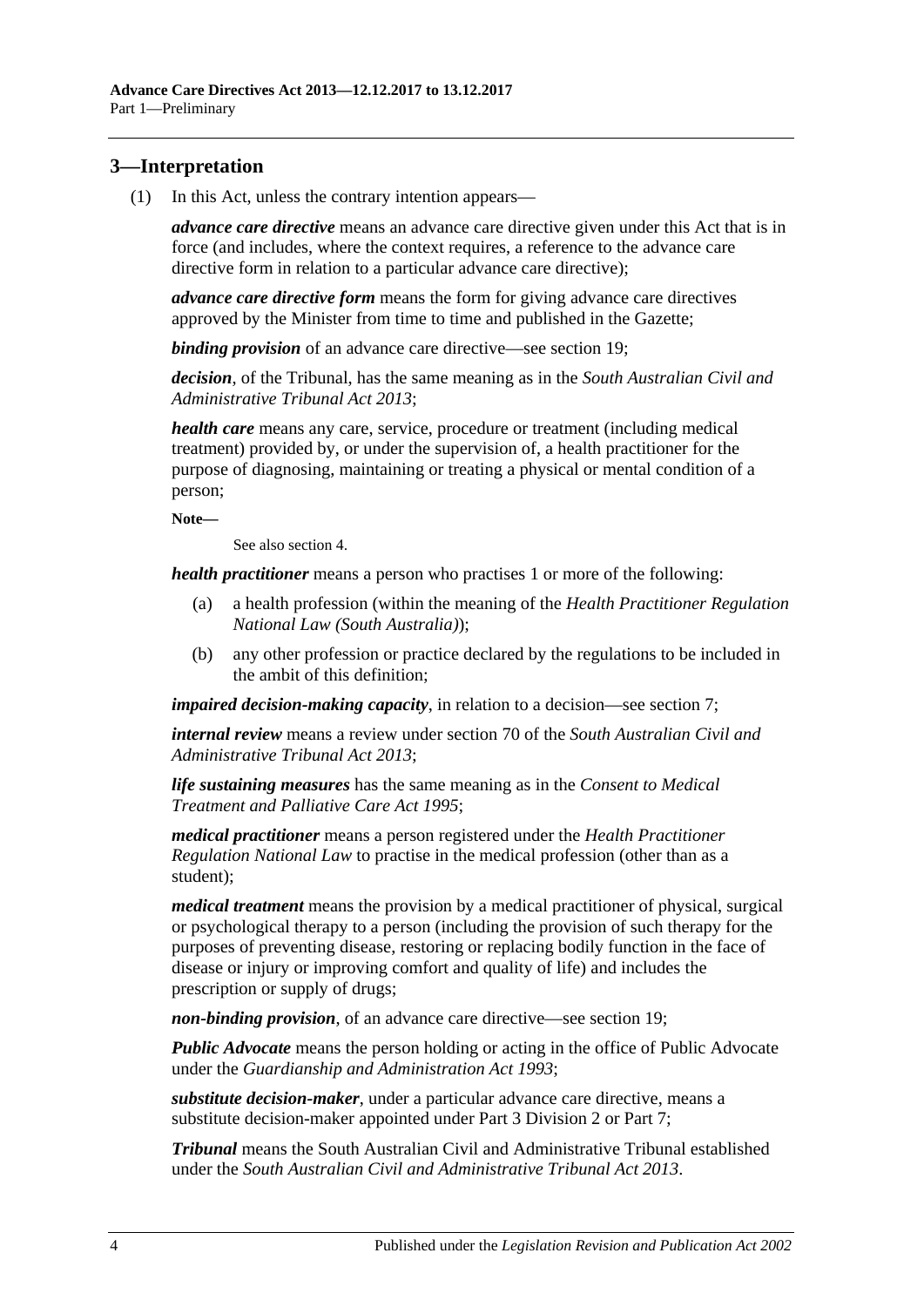## 3—Interpretation

(1) In this Act, unless the contrary intention appears—

***advance care directive*** means an advance care directive given under this Act that is in force (and includes, where the context requires, a reference to the advance care directive form in relation to a particular advance care directive);

***advance care directive form*** means the form for giving advance care directives approved by the Minister from time to time and published in the Gazette;

***binding provision*** of an advance care directive—see section 19;

***decision***, of the Tribunal, has the same meaning as in the *South Australian Civil and Administrative Tribunal Act 2013*;

***health care*** means any care, service, procedure or treatment (including medical treatment) provided by, or under the supervision of, a health practitioner for the purpose of diagnosing, maintaining or treating a physical or mental condition of a person;

**Note—**

See also section 4.

***health practitioner*** means a person who practises 1 or more of the following:

(a) a health profession (within the meaning of the *Health Practitioner Regulation National Law (South Australia)*);

(b) any other profession or practice declared by the regulations to be included in the ambit of this definition;

***impaired decision-making capacity***, in relation to a decision—see section 7;

***internal review*** means a review under section 70 of the *South Australian Civil and Administrative Tribunal Act 2013*;

***life sustaining measures*** has the same meaning as in the *Consent to Medical Treatment and Palliative Care Act 1995*;

***medical practitioner*** means a person registered under the *Health Practitioner Regulation National Law* to practise in the medical profession (other than as a student);

***medical treatment*** means the provision by a medical practitioner of physical, surgical or psychological therapy to a person (including the provision of such therapy for the purposes of preventing disease, restoring or replacing bodily function in the face of disease or injury or improving comfort and quality of life) and includes the prescription or supply of drugs;

***non-binding provision***, of an advance care directive—see section 19;

***Public Advocate*** means the person holding or acting in the office of Public Advocate under the *Guardianship and Administration Act 1993*;

***substitute decision-maker***, under a particular advance care directive, means a substitute decision-maker appointed under Part 3 Division 2 or Part 7;

***Tribunal*** means the South Australian Civil and Administrative Tribunal established under the *South Australian Civil and Administrative Tribunal Act 2013*.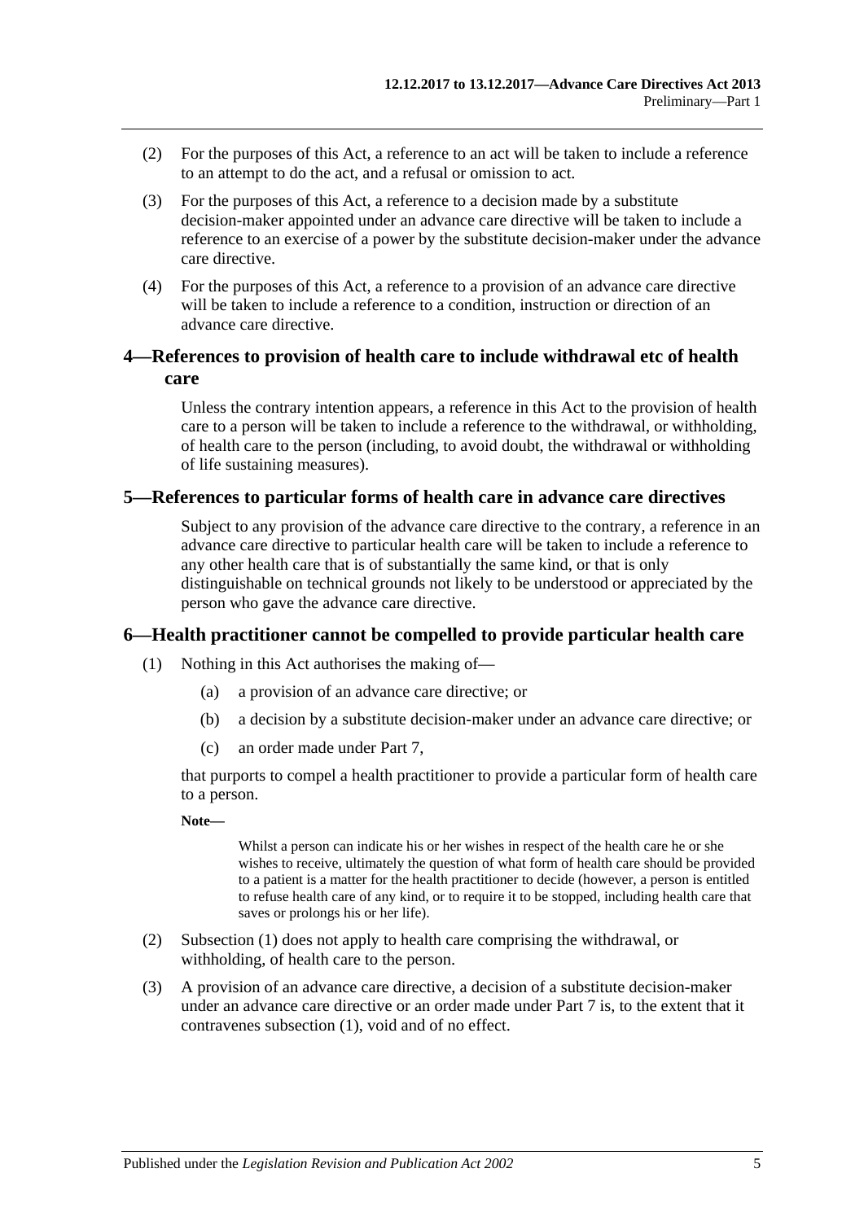(2) For the purposes of this Act, a reference to an act will be taken to include a reference to an attempt to do the act, and a refusal or omission to act.

(3) For the purposes of this Act, a reference to a decision made by a substitute decision-maker appointed under an advance care directive will be taken to include a reference to an exercise of a power by the substitute decision-maker under the advance care directive.

(4) For the purposes of this Act, a reference to a provision of an advance care directive will be taken to include a reference to a condition, instruction or direction of an advance care directive.

## 4—References to provision of health care to include withdrawal etc of health care

Unless the contrary intention appears, a reference in this Act to the provision of health care to a person will be taken to include a reference to the withdrawal, or withholding, of health care to the person (including, to avoid doubt, the withdrawal or withholding of life sustaining measures).

## 5—References to particular forms of health care in advance care directives

Subject to any provision of the advance care directive to the contrary, a reference in an advance care directive to particular health care will be taken to include a reference to any other health care that is of substantially the same kind, or that is only distinguishable on technical grounds not likely to be understood or appreciated by the person who gave the advance care directive.

## 6—Health practitioner cannot be compelled to provide particular health care

(1) Nothing in this Act authorises the making of—

(a) a provision of an advance care directive; or

(b) a decision by a substitute decision-maker under an advance care directive; or

(c) an order made under Part 7,

that purports to compel a health practitioner to provide a particular form of health care to a person.

**Note—**

Whilst a person can indicate his or her wishes in respect of the health care he or she wishes to receive, ultimately the question of what form of health care should be provided to a patient is a matter for the health practitioner to decide (however, a person is entitled to refuse health care of any kind, or to require it to be stopped, including health care that saves or prolongs his or her life).

(2) Subsection (1) does not apply to health care comprising the withdrawal, or withholding, of health care to the person.

(3) A provision of an advance care directive, a decision of a substitute decision-maker under an advance care directive or an order made under Part 7 is, to the extent that it contravenes subsection (1), void and of no effect.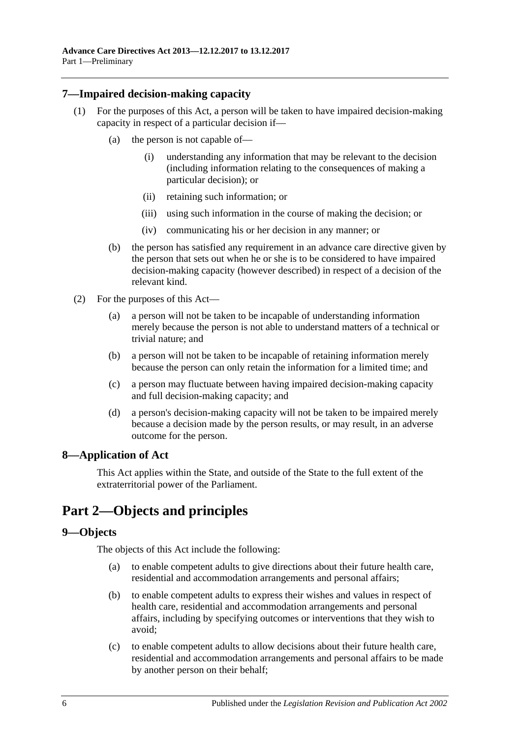## 7—Impaired decision-making capacity

(1) For the purposes of this Act, a person will be taken to have impaired decision-making capacity in respect of a particular decision if—

(a) the person is not capable of—

(i) understanding any information that may be relevant to the decision (including information relating to the consequences of making a particular decision); or

(ii) retaining such information; or

(iii) using such information in the course of making the decision; or

(iv) communicating his or her decision in any manner; or

(b) the person has satisfied any requirement in an advance care directive given by the person that sets out when he or she is to be considered to have impaired decision-making capacity (however described) in respect of a decision of the relevant kind.

(2) For the purposes of this Act—

(a) a person will not be taken to be incapable of understanding information merely because the person is not able to understand matters of a technical or trivial nature; and

(b) a person will not be taken to be incapable of retaining information merely because the person can only retain the information for a limited time; and

(c) a person may fluctuate between having impaired decision-making capacity and full decision-making capacity; and

(d) a person's decision-making capacity will not be taken to be impaired merely because a decision made by the person results, or may result, in an adverse outcome for the person.

## 8—Application of Act

This Act applies within the State, and outside of the State to the full extent of the extraterritorial power of the Parliament.

# Part 2—Objects and principles

## 9—Objects

The objects of this Act include the following:

(a) to enable competent adults to give directions about their future health care, residential and accommodation arrangements and personal affairs;

(b) to enable competent adults to express their wishes and values in respect of health care, residential and accommodation arrangements and personal affairs, including by specifying outcomes or interventions that they wish to avoid;

(c) to enable competent adults to allow decisions about their future health care, residential and accommodation arrangements and personal affairs to be made by another person on their behalf;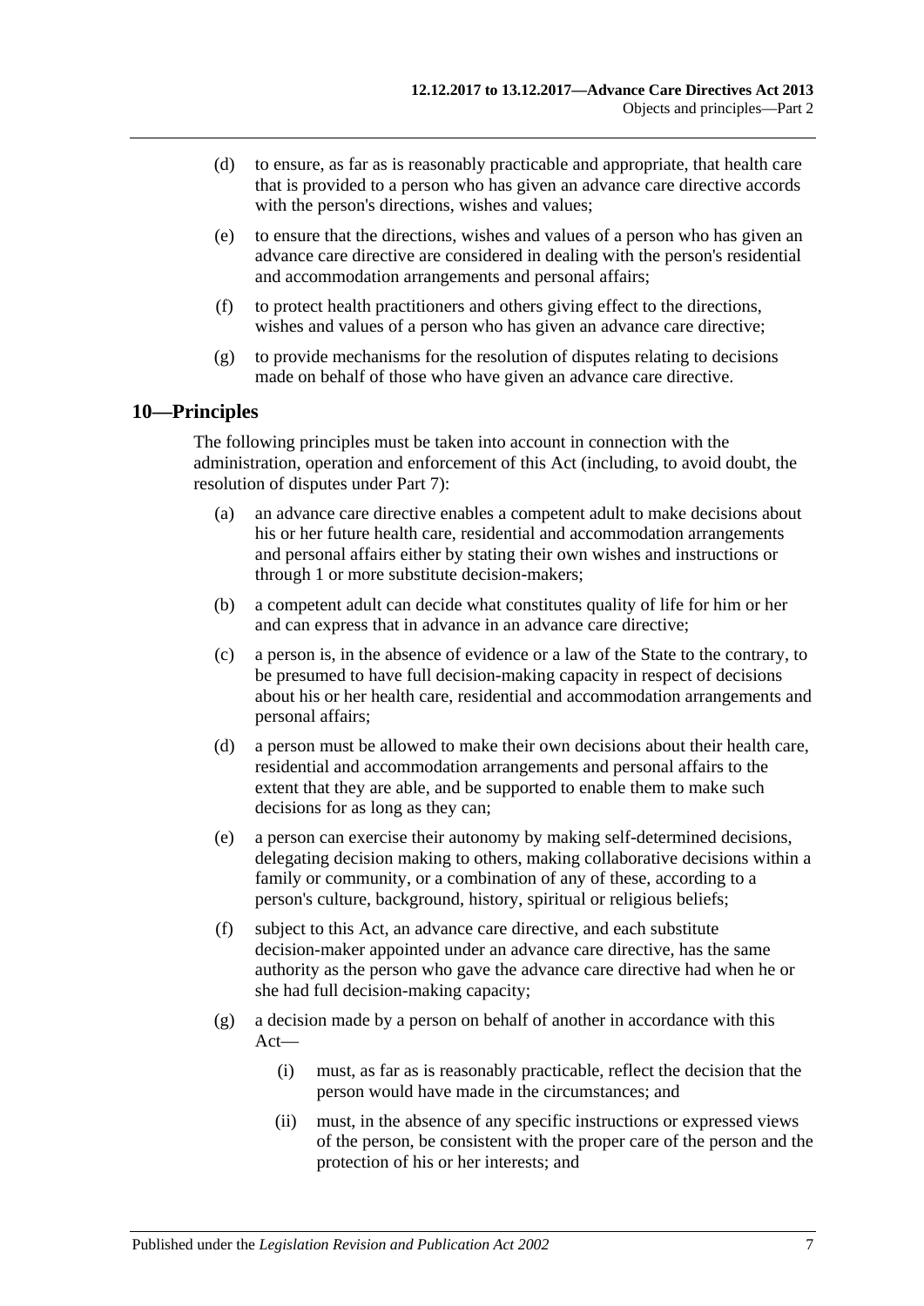(d) to ensure, as far as is reasonably practicable and appropriate, that health care that is provided to a person who has given an advance care directive accords with the person's directions, wishes and values;

(e) to ensure that the directions, wishes and values of a person who has given an advance care directive are considered in dealing with the person's residential and accommodation arrangements and personal affairs;

(f) to protect health practitioners and others giving effect to the directions, wishes and values of a person who has given an advance care directive;

(g) to provide mechanisms for the resolution of disputes relating to decisions made on behalf of those who have given an advance care directive.

## 10—Principles

The following principles must be taken into account in connection with the administration, operation and enforcement of this Act (including, to avoid doubt, the resolution of disputes under Part 7):

(a) an advance care directive enables a competent adult to make decisions about his or her future health care, residential and accommodation arrangements and personal affairs either by stating their own wishes and instructions or through 1 or more substitute decision-makers;

(b) a competent adult can decide what constitutes quality of life for him or her and can express that in advance in an advance care directive;

(c) a person is, in the absence of evidence or a law of the State to the contrary, to be presumed to have full decision-making capacity in respect of decisions about his or her health care, residential and accommodation arrangements and personal affairs;

(d) a person must be allowed to make their own decisions about their health care, residential and accommodation arrangements and personal affairs to the extent that they are able, and be supported to enable them to make such decisions for as long as they can;

(e) a person can exercise their autonomy by making self-determined decisions, delegating decision making to others, making collaborative decisions within a family or community, or a combination of any of these, according to a person's culture, background, history, spiritual or religious beliefs;

(f) subject to this Act, an advance care directive, and each substitute decision-maker appointed under an advance care directive, has the same authority as the person who gave the advance care directive had when he or she had full decision-making capacity;

(g) a decision made by a person on behalf of another in accordance with this Act—

(i) must, as far as is reasonably practicable, reflect the decision that the person would have made in the circumstances; and

(ii) must, in the absence of any specific instructions or expressed views of the person, be consistent with the proper care of the person and the protection of his or her interests; and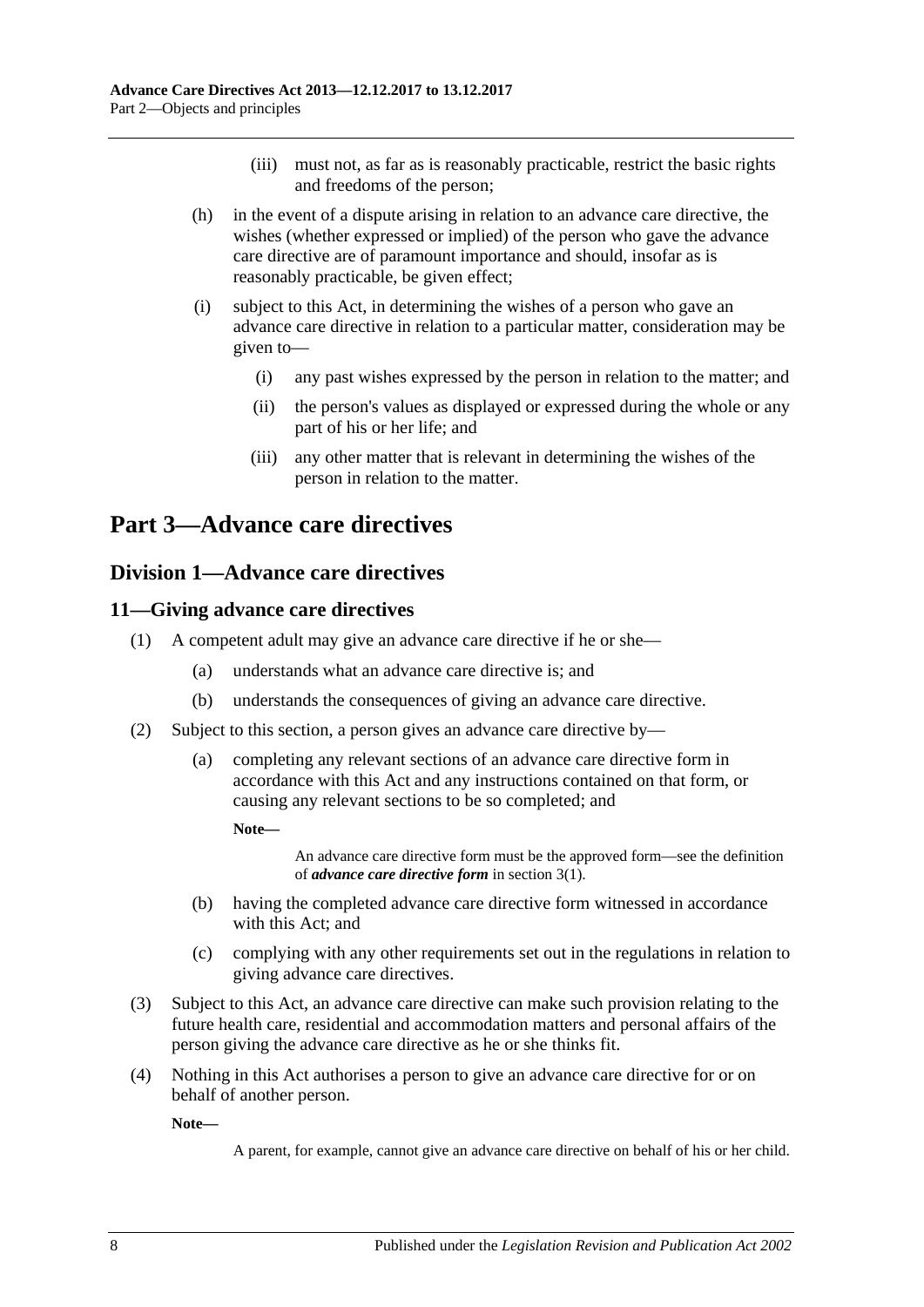(iii) must not, as far as is reasonably practicable, restrict the basic rights and freedoms of the person;

(h) in the event of a dispute arising in relation to an advance care directive, the wishes (whether expressed or implied) of the person who gave the advance care directive are of paramount importance and should, insofar as is reasonably practicable, be given effect;

(i) subject to this Act, in determining the wishes of a person who gave an advance care directive in relation to a particular matter, consideration may be given to—

(i) any past wishes expressed by the person in relation to the matter; and

(ii) the person's values as displayed or expressed during the whole or any part of his or her life; and

(iii) any other matter that is relevant in determining the wishes of the person in relation to the matter.

# Part 3—Advance care directives

## Division 1—Advance care directives

### 11—Giving advance care directives

(1) A competent adult may give an advance care directive if he or she—

(a) understands what an advance care directive is; and

(b) understands the consequences of giving an advance care directive.

(2) Subject to this section, a person gives an advance care directive by—

(a) completing any relevant sections of an advance care directive form in accordance with this Act and any instructions contained on that form, or causing any relevant sections to be so completed; and

**Note—**

An advance care directive form must be the approved form—see the definition of ***advance care directive form*** in section 3(1).

(b) having the completed advance care directive form witnessed in accordance with this Act; and

(c) complying with any other requirements set out in the regulations in relation to giving advance care directives.

(3) Subject to this Act, an advance care directive can make such provision relating to the future health care, residential and accommodation matters and personal affairs of the person giving the advance care directive as he or she thinks fit.

(4) Nothing in this Act authorises a person to give an advance care directive for or on behalf of another person.

**Note—**

A parent, for example, cannot give an advance care directive on behalf of his or her child.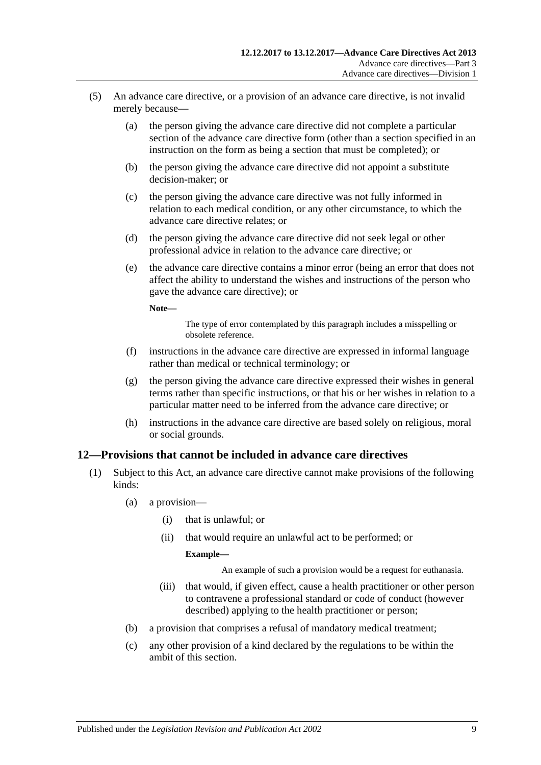(5) An advance care directive, or a provision of an advance care directive, is not invalid merely because—

(a) the person giving the advance care directive did not complete a particular section of the advance care directive form (other than a section specified in an instruction on the form as being a section that must be completed); or

(b) the person giving the advance care directive did not appoint a substitute decision-maker; or

(c) the person giving the advance care directive was not fully informed in relation to each medical condition, or any other circumstance, to which the advance care directive relates; or

(d) the person giving the advance care directive did not seek legal or other professional advice in relation to the advance care directive; or

(e) the advance care directive contains a minor error (being an error that does not affect the ability to understand the wishes and instructions of the person who gave the advance care directive); or

**Note—**

The type of error contemplated by this paragraph includes a misspelling or obsolete reference.

(f) instructions in the advance care directive are expressed in informal language rather than medical or technical terminology; or

(g) the person giving the advance care directive expressed their wishes in general terms rather than specific instructions, or that his or her wishes in relation to a particular matter need to be inferred from the advance care directive; or

(h) instructions in the advance care directive are based solely on religious, moral or social grounds.

## 12—Provisions that cannot be included in advance care directives

(1) Subject to this Act, an advance care directive cannot make provisions of the following kinds:

(a) a provision—

(i) that is unlawful; or

(ii) that would require an unlawful act to be performed; or

**Example—**

An example of such a provision would be a request for euthanasia.

(iii) that would, if given effect, cause a health practitioner or other person to contravene a professional standard or code of conduct (however described) applying to the health practitioner or person;

(b) a provision that comprises a refusal of mandatory medical treatment;

(c) any other provision of a kind declared by the regulations to be within the ambit of this section.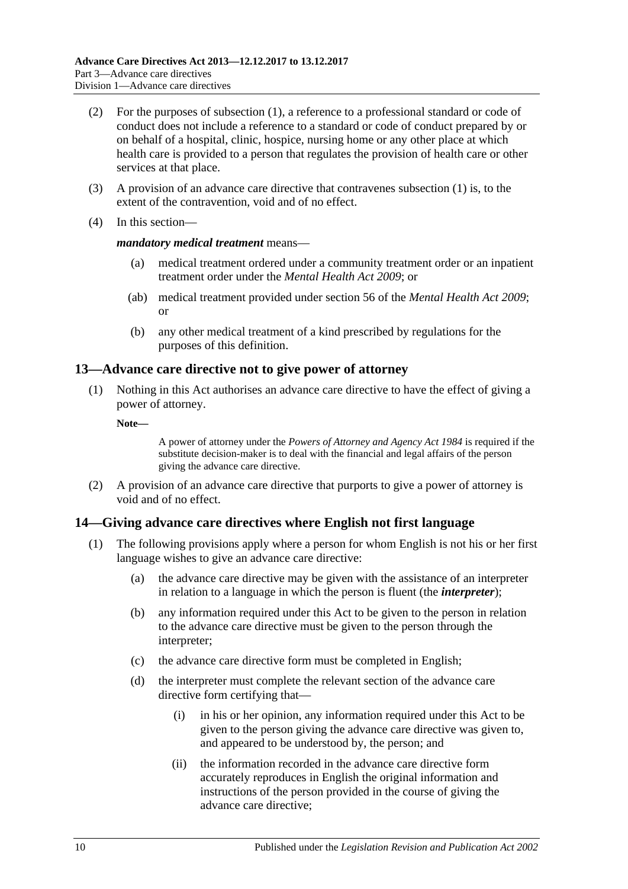(2) For the purposes of subsection (1), a reference to a professional standard or code of conduct does not include a reference to a standard or code of conduct prepared by or on behalf of a hospital, clinic, hospice, nursing home or any other place at which health care is provided to a person that regulates the provision of health care or other services at that place.

(3) A provision of an advance care directive that contravenes subsection (1) is, to the extent of the contravention, void and of no effect.

(4) In this section—

***mandatory medical treatment*** means—

(a) medical treatment ordered under a community treatment order or an inpatient treatment order under the *Mental Health Act 2009*; or

(ab) medical treatment provided under section 56 of the *Mental Health Act 2009*; or

(b) any other medical treatment of a kind prescribed by regulations for the purposes of this definition.

## 13—Advance care directive not to give power of attorney

(1) Nothing in this Act authorises an advance care directive to have the effect of giving a power of attorney.

**Note—**

A power of attorney under the *Powers of Attorney and Agency Act 1984* is required if the substitute decision-maker is to deal with the financial and legal affairs of the person giving the advance care directive.

(2) A provision of an advance care directive that purports to give a power of attorney is void and of no effect.

## 14—Giving advance care directives where English not first language

(1) The following provisions apply where a person for whom English is not his or her first language wishes to give an advance care directive:

(a) the advance care directive may be given with the assistance of an interpreter in relation to a language in which the person is fluent (the ***interpreter***);

(b) any information required under this Act to be given to the person in relation to the advance care directive must be given to the person through the interpreter;

(c) the advance care directive form must be completed in English;

(d) the interpreter must complete the relevant section of the advance care directive form certifying that—

(i) in his or her opinion, any information required under this Act to be given to the person giving the advance care directive was given to, and appeared to be understood by, the person; and

(ii) the information recorded in the advance care directive form accurately reproduces in English the original information and instructions of the person provided in the course of giving the advance care directive;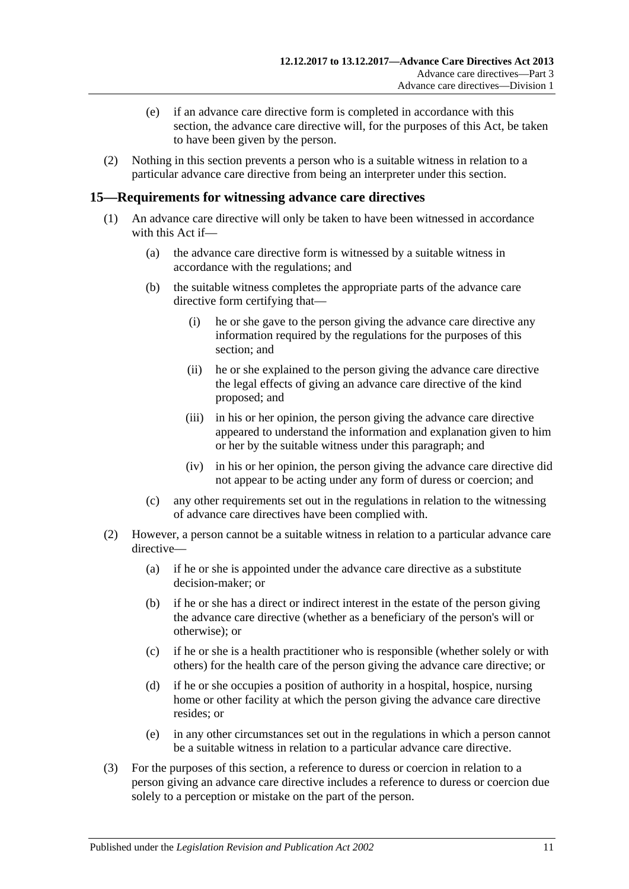(e) if an advance care directive form is completed in accordance with this section, the advance care directive will, for the purposes of this Act, be taken to have been given by the person.

(2) Nothing in this section prevents a person who is a suitable witness in relation to a particular advance care directive from being an interpreter under this section.

## 15—Requirements for witnessing advance care directives

(1) An advance care directive will only be taken to have been witnessed in accordance with this Act if—

(a) the advance care directive form is witnessed by a suitable witness in accordance with the regulations; and

(b) the suitable witness completes the appropriate parts of the advance care directive form certifying that—

(i) he or she gave to the person giving the advance care directive any information required by the regulations for the purposes of this section; and

(ii) he or she explained to the person giving the advance care directive the legal effects of giving an advance care directive of the kind proposed; and

(iii) in his or her opinion, the person giving the advance care directive appeared to understand the information and explanation given to him or her by the suitable witness under this paragraph; and

(iv) in his or her opinion, the person giving the advance care directive did not appear to be acting under any form of duress or coercion; and

(c) any other requirements set out in the regulations in relation to the witnessing of advance care directives have been complied with.

(2) However, a person cannot be a suitable witness in relation to a particular advance care directive—

(a) if he or she is appointed under the advance care directive as a substitute decision-maker; or

(b) if he or she has a direct or indirect interest in the estate of the person giving the advance care directive (whether as a beneficiary of the person's will or otherwise); or

(c) if he or she is a health practitioner who is responsible (whether solely or with others) for the health care of the person giving the advance care directive; or

(d) if he or she occupies a position of authority in a hospital, hospice, nursing home or other facility at which the person giving the advance care directive resides; or

(e) in any other circumstances set out in the regulations in which a person cannot be a suitable witness in relation to a particular advance care directive.

(3) For the purposes of this section, a reference to duress or coercion in relation to a person giving an advance care directive includes a reference to duress or coercion due solely to a perception or mistake on the part of the person.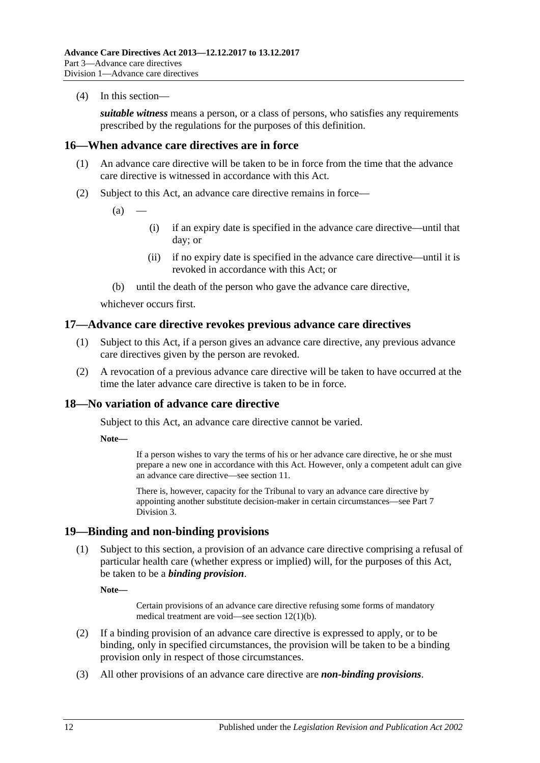(4) In this section—

***suitable witness*** means a person, or a class of persons, who satisfies any requirements prescribed by the regulations for the purposes of this definition.

## 16—When advance care directives are in force

(1) An advance care directive will be taken to be in force from the time that the advance care directive is witnessed in accordance with this Act.

(2) Subject to this Act, an advance care directive remains in force—

(a) —

(i) if an expiry date is specified in the advance care directive—until that day; or

(ii) if no expiry date is specified in the advance care directive—until it is revoked in accordance with this Act; or

(b) until the death of the person who gave the advance care directive,

whichever occurs first.

## 17—Advance care directive revokes previous advance care directives

(1) Subject to this Act, if a person gives an advance care directive, any previous advance care directives given by the person are revoked.

(2) A revocation of a previous advance care directive will be taken to have occurred at the time the later advance care directive is taken to be in force.

## 18—No variation of advance care directive

Subject to this Act, an advance care directive cannot be varied.

**Note—**

If a person wishes to vary the terms of his or her advance care directive, he or she must prepare a new one in accordance with this Act. However, only a competent adult can give an advance care directive—see section 11.

There is, however, capacity for the Tribunal to vary an advance care directive by appointing another substitute decision-maker in certain circumstances—see Part 7 Division 3.

## 19—Binding and non-binding provisions

(1) Subject to this section, a provision of an advance care directive comprising a refusal of particular health care (whether express or implied) will, for the purposes of this Act, be taken to be a ***binding provision***.

**Note—**

Certain provisions of an advance care directive refusing some forms of mandatory medical treatment are void—see section 12(1)(b).

(2) If a binding provision of an advance care directive is expressed to apply, or to be binding, only in specified circumstances, the provision will be taken to be a binding provision only in respect of those circumstances.

(3) All other provisions of an advance care directive are ***non-binding provisions***.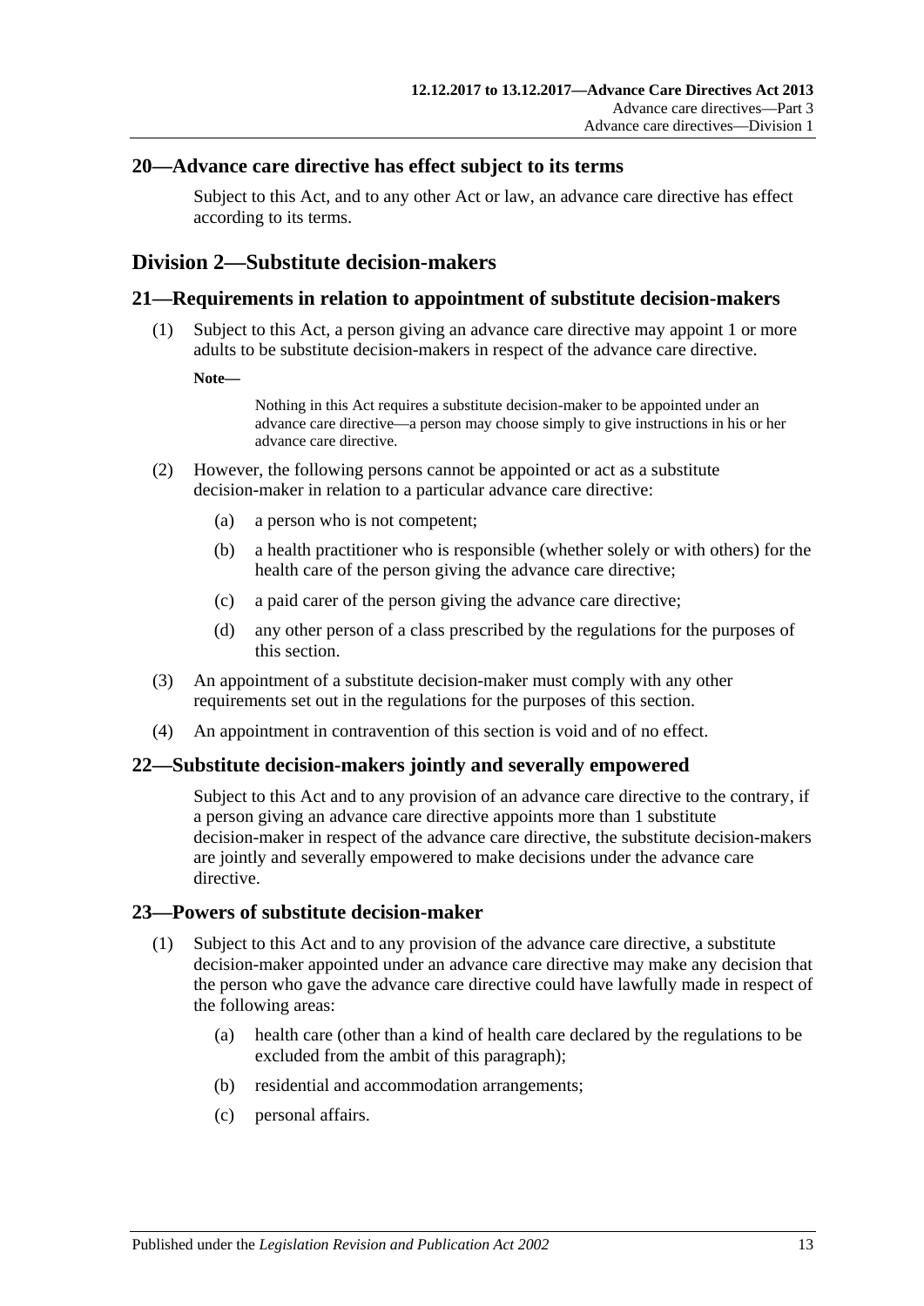### 20—Advance care directive has effect subject to its terms

Subject to this Act, and to any other Act or law, an advance care directive has effect according to its terms.

## Division 2—Substitute decision-makers

### 21—Requirements in relation to appointment of substitute decision-makers

(1) Subject to this Act, a person giving an advance care directive may appoint 1 or more adults to be substitute decision-makers in respect of the advance care directive.

**Note—**

Nothing in this Act requires a substitute decision-maker to be appointed under an advance care directive—a person may choose simply to give instructions in his or her advance care directive.

(2) However, the following persons cannot be appointed or act as a substitute decision-maker in relation to a particular advance care directive:

(a) a person who is not competent;

(b) a health practitioner who is responsible (whether solely or with others) for the health care of the person giving the advance care directive;

(c) a paid carer of the person giving the advance care directive;

(d) any other person of a class prescribed by the regulations for the purposes of this section.

(3) An appointment of a substitute decision-maker must comply with any other requirements set out in the regulations for the purposes of this section.

(4) An appointment in contravention of this section is void and of no effect.

### 22—Substitute decision-makers jointly and severally empowered

Subject to this Act and to any provision of an advance care directive to the contrary, if a person giving an advance care directive appoints more than 1 substitute decision-maker in respect of the advance care directive, the substitute decision-makers are jointly and severally empowered to make decisions under the advance care directive.

### 23—Powers of substitute decision-maker

(1) Subject to this Act and to any provision of the advance care directive, a substitute decision-maker appointed under an advance care directive may make any decision that the person who gave the advance care directive could have lawfully made in respect of the following areas:

(a) health care (other than a kind of health care declared by the regulations to be excluded from the ambit of this paragraph);

(b) residential and accommodation arrangements;

(c) personal affairs.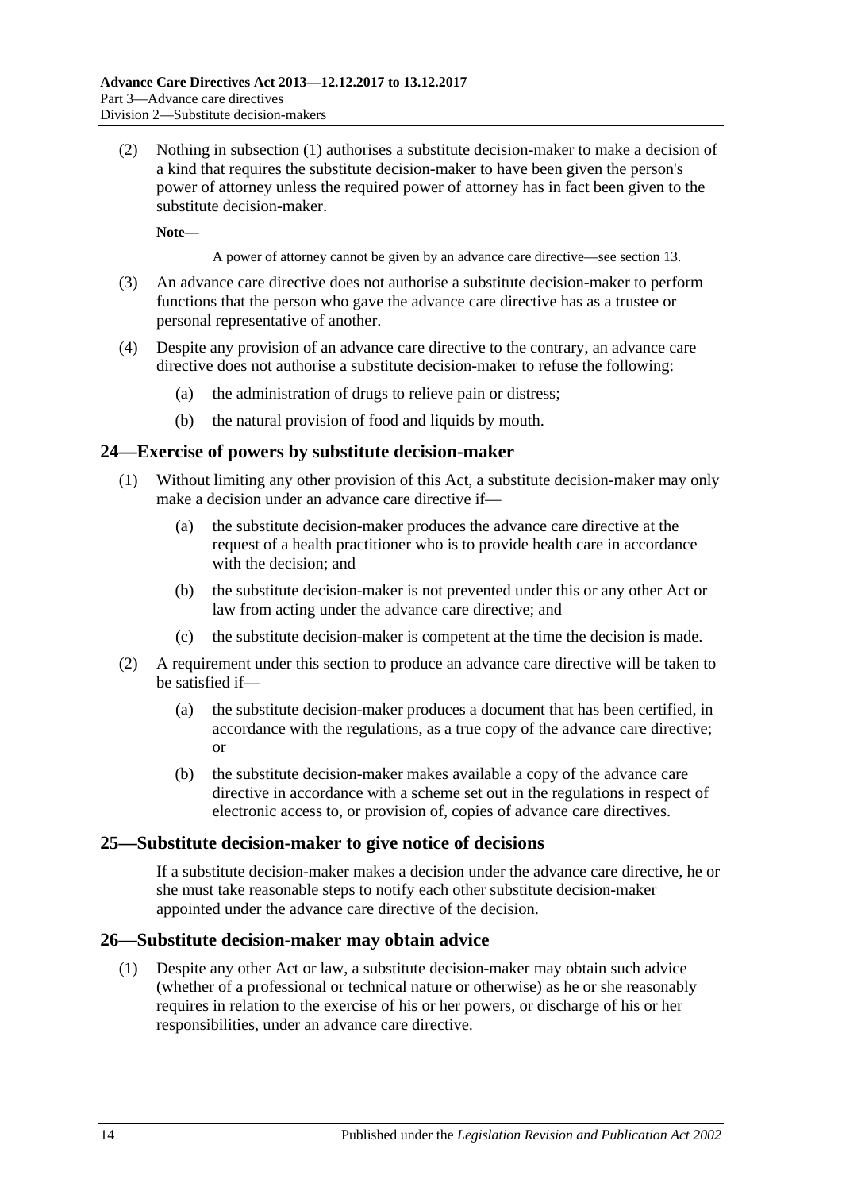(2) Nothing in subsection (1) authorises a substitute decision-maker to make a decision of a kind that requires the substitute decision-maker to have been given the person's power of attorney unless the required power of attorney has in fact been given to the substitute decision-maker.

**Note—**

A power of attorney cannot be given by an advance care directive—see section 13.

(3) An advance care directive does not authorise a substitute decision-maker to perform functions that the person who gave the advance care directive has as a trustee or personal representative of another.

(4) Despite any provision of an advance care directive to the contrary, an advance care directive does not authorise a substitute decision-maker to refuse the following:

(a) the administration of drugs to relieve pain or distress;

(b) the natural provision of food and liquids by mouth.

## 24—Exercise of powers by substitute decision-maker

(1) Without limiting any other provision of this Act, a substitute decision-maker may only make a decision under an advance care directive if—

(a) the substitute decision-maker produces the advance care directive at the request of a health practitioner who is to provide health care in accordance with the decision; and

(b) the substitute decision-maker is not prevented under this or any other Act or law from acting under the advance care directive; and

(c) the substitute decision-maker is competent at the time the decision is made.

(2) A requirement under this section to produce an advance care directive will be taken to be satisfied if—

(a) the substitute decision-maker produces a document that has been certified, in accordance with the regulations, as a true copy of the advance care directive; or

(b) the substitute decision-maker makes available a copy of the advance care directive in accordance with a scheme set out in the regulations in respect of electronic access to, or provision of, copies of advance care directives.

## 25—Substitute decision-maker to give notice of decisions

If a substitute decision-maker makes a decision under the advance care directive, he or she must take reasonable steps to notify each other substitute decision-maker appointed under the advance care directive of the decision.

## 26—Substitute decision-maker may obtain advice

(1) Despite any other Act or law, a substitute decision-maker may obtain such advice (whether of a professional or technical nature or otherwise) as he or she reasonably requires in relation to the exercise of his or her powers, or discharge of his or her responsibilities, under an advance care directive.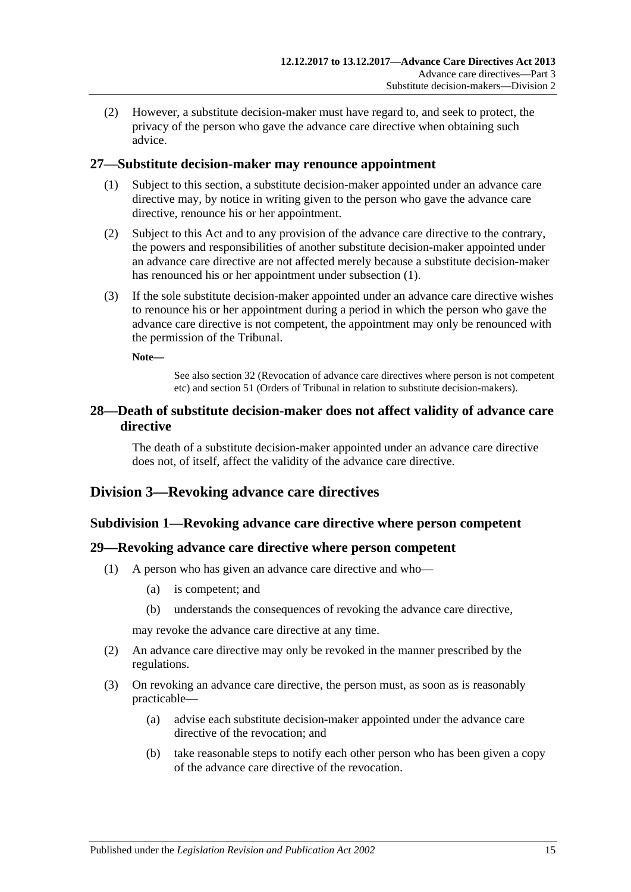(2) However, a substitute decision-maker must have regard to, and seek to protect, the privacy of the person who gave the advance care directive when obtaining such advice.

### 27—Substitute decision-maker may renounce appointment

(1) Subject to this section, a substitute decision-maker appointed under an advance care directive may, by notice in writing given to the person who gave the advance care directive, renounce his or her appointment.

(2) Subject to this Act and to any provision of the advance care directive to the contrary, the powers and responsibilities of another substitute decision-maker appointed under an advance care directive are not affected merely because a substitute decision-maker has renounced his or her appointment under subsection (1).

(3) If the sole substitute decision-maker appointed under an advance care directive wishes to renounce his or her appointment during a period in which the person who gave the advance care directive is not competent, the appointment may only be renounced with the permission of the Tribunal.

**Note—**

See also section 32 (Revocation of advance care directives where person is not competent etc) and section 51 (Orders of Tribunal in relation to substitute decision-makers).

### 28—Death of substitute decision-maker does not affect validity of advance care directive

The death of a substitute decision-maker appointed under an advance care directive does not, of itself, affect the validity of the advance care directive.

## Division 3—Revoking advance care directives

### Subdivision 1—Revoking advance care directive where person competent

### 29—Revoking advance care directive where person competent

(1) A person who has given an advance care directive and who—

(a) is competent; and

(b) understands the consequences of revoking the advance care directive,

may revoke the advance care directive at any time.

(2) An advance care directive may only be revoked in the manner prescribed by the regulations.

(3) On revoking an advance care directive, the person must, as soon as is reasonably practicable—

(a) advise each substitute decision-maker appointed under the advance care directive of the revocation; and

(b) take reasonable steps to notify each other person who has been given a copy of the advance care directive of the revocation.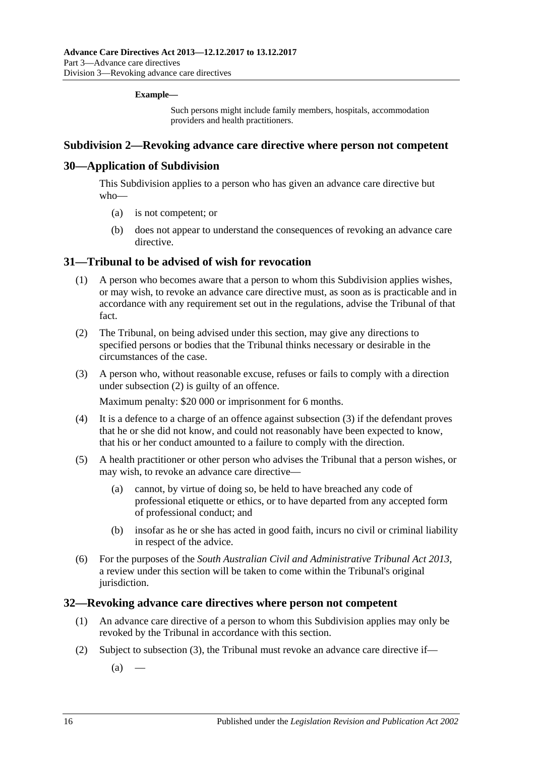**Example—**

Such persons might include family members, hospitals, accommodation providers and health practitioners.

## Subdivision 2—Revoking advance care directive where person not competent

### 30—Application of Subdivision

This Subdivision applies to a person who has given an advance care directive but who—

- (a) is not competent; or
- (b) does not appear to understand the consequences of revoking an advance care directive.

### 31—Tribunal to be advised of wish for revocation

(1) A person who becomes aware that a person to whom this Subdivision applies wishes, or may wish, to revoke an advance care directive must, as soon as is practicable and in accordance with any requirement set out in the regulations, advise the Tribunal of that fact.

(2) The Tribunal, on being advised under this section, may give any directions to specified persons or bodies that the Tribunal thinks necessary or desirable in the circumstances of the case.

(3) A person who, without reasonable excuse, refuses or fails to comply with a direction under subsection (2) is guilty of an offence.

Maximum penalty: $20 000 or imprisonment for 6 months.

(4) It is a defence to a charge of an offence against subsection (3) if the defendant proves that he or she did not know, and could not reasonably have been expected to know, that his or her conduct amounted to a failure to comply with the direction.

(5) A health practitioner or other person who advises the Tribunal that a person wishes, or may wish, to revoke an advance care directive—

- (a) cannot, by virtue of doing so, be held to have breached any code of professional etiquette or ethics, or to have departed from any accepted form of professional conduct; and
- (b) insofar as he or she has acted in good faith, incurs no civil or criminal liability in respect of the advice.

(6) For the purposes of the *South Australian Civil and Administrative Tribunal Act 2013*, a review under this section will be taken to come within the Tribunal's original jurisdiction.

### 32—Revoking advance care directives where person not competent

(1) An advance care directive of a person to whom this Subdivision applies may only be revoked by the Tribunal in accordance with this section.

(2) Subject to subsection (3), the Tribunal must revoke an advance care directive if—

- (a) —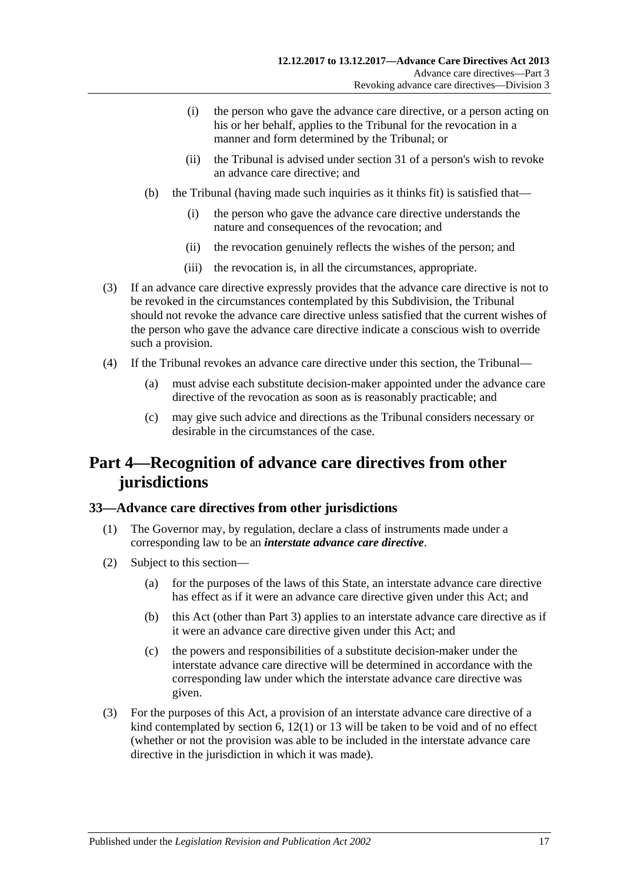(i) the person who gave the advance care directive, or a person acting on his or her behalf, applies to the Tribunal for the revocation in a manner and form determined by the Tribunal; or

(ii) the Tribunal is advised under section 31 of a person's wish to revoke an advance care directive; and

(b) the Tribunal (having made such inquiries as it thinks fit) is satisfied that—

(i) the person who gave the advance care directive understands the nature and consequences of the revocation; and

(ii) the revocation genuinely reflects the wishes of the person; and

(iii) the revocation is, in all the circumstances, appropriate.

(3) If an advance care directive expressly provides that the advance care directive is not to be revoked in the circumstances contemplated by this Subdivision, the Tribunal should not revoke the advance care directive unless satisfied that the current wishes of the person who gave the advance care directive indicate a conscious wish to override such a provision.

(4) If the Tribunal revokes an advance care directive under this section, the Tribunal—

(a) must advise each substitute decision-maker appointed under the advance care directive of the revocation as soon as is reasonably practicable; and

(c) may give such advice and directions as the Tribunal considers necessary or desirable in the circumstances of the case.

# Part 4—Recognition of advance care directives from other jurisdictions

## 33—Advance care directives from other jurisdictions

(1) The Governor may, by regulation, declare a class of instruments made under a corresponding law to be an ***interstate advance care directive***.

(2) Subject to this section—

(a) for the purposes of the laws of this State, an interstate advance care directive has effect as if it were an advance care directive given under this Act; and

(b) this Act (other than Part 3) applies to an interstate advance care directive as if it were an advance care directive given under this Act; and

(c) the powers and responsibilities of a substitute decision-maker under the interstate advance care directive will be determined in accordance with the corresponding law under which the interstate advance care directive was given.

(3) For the purposes of this Act, a provision of an interstate advance care directive of a kind contemplated by section 6, 12(1) or 13 will be taken to be void and of no effect (whether or not the provision was able to be included in the interstate advance care directive in the jurisdiction in which it was made).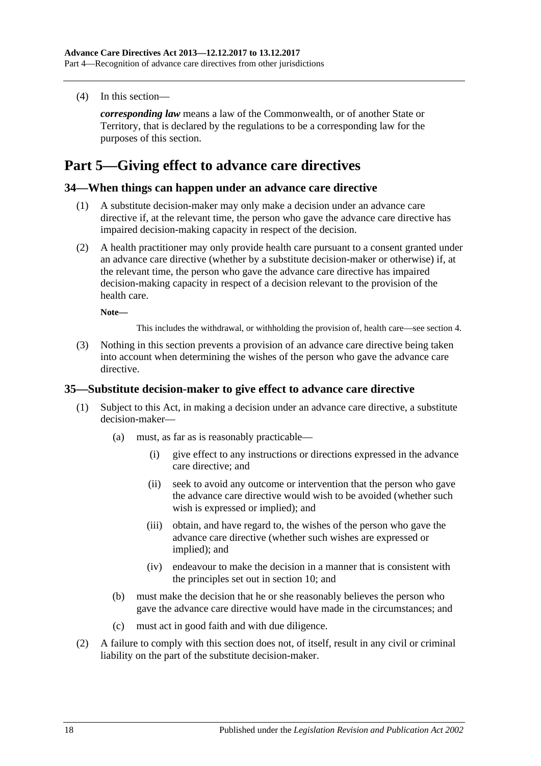(4) In this section—

***corresponding law*** means a law of the Commonwealth, or of another State or Territory, that is declared by the regulations to be a corresponding law for the purposes of this section.

# Part 5—Giving effect to advance care directives

## 34—When things can happen under an advance care directive

(1) A substitute decision-maker may only make a decision under an advance care directive if, at the relevant time, the person who gave the advance care directive has impaired decision-making capacity in respect of the decision.

(2) A health practitioner may only provide health care pursuant to a consent granted under an advance care directive (whether by a substitute decision-maker or otherwise) if, at the relevant time, the person who gave the advance care directive has impaired decision-making capacity in respect of a decision relevant to the provision of the health care.

**Note—**

This includes the withdrawal, or withholding the provision of, health care—see section 4.

(3) Nothing in this section prevents a provision of an advance care directive being taken into account when determining the wishes of the person who gave the advance care directive.

## 35—Substitute decision-maker to give effect to advance care directive

(1) Subject to this Act, in making a decision under an advance care directive, a substitute decision-maker—

(a) must, as far as is reasonably practicable—

(i) give effect to any instructions or directions expressed in the advance care directive; and

(ii) seek to avoid any outcome or intervention that the person who gave the advance care directive would wish to be avoided (whether such wish is expressed or implied); and

(iii) obtain, and have regard to, the wishes of the person who gave the advance care directive (whether such wishes are expressed or implied); and

(iv) endeavour to make the decision in a manner that is consistent with the principles set out in section 10; and

(b) must make the decision that he or she reasonably believes the person who gave the advance care directive would have made in the circumstances; and

(c) must act in good faith and with due diligence.

(2) A failure to comply with this section does not, of itself, result in any civil or criminal liability on the part of the substitute decision-maker.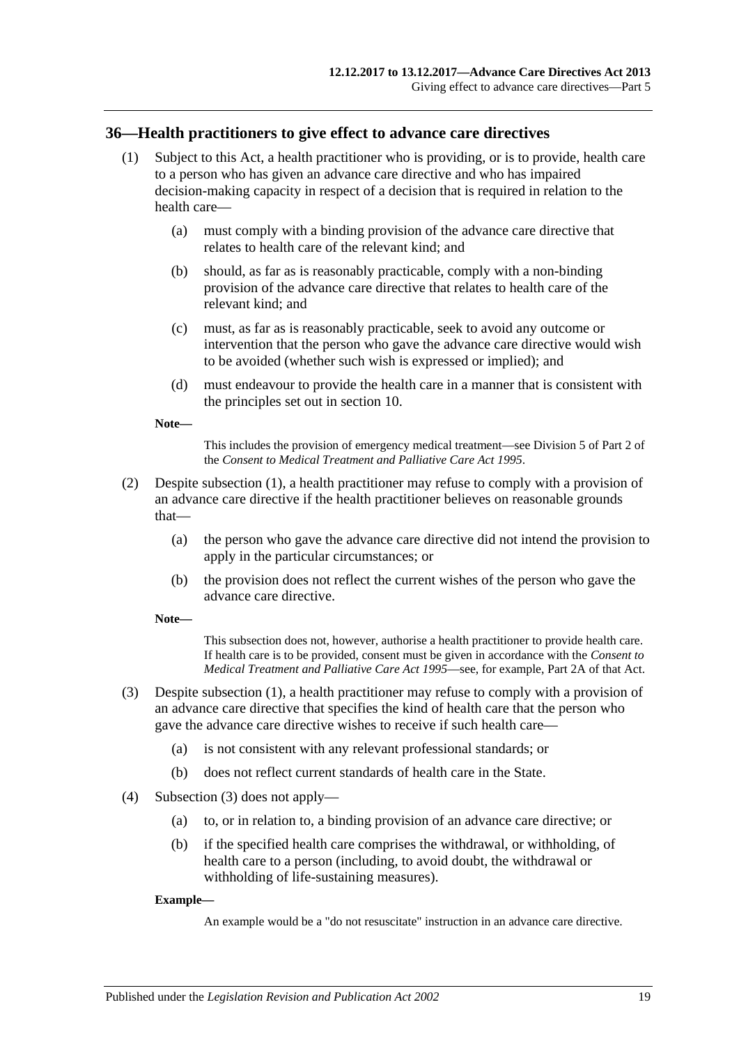## 36—Health practitioners to give effect to advance care directives

(1) Subject to this Act, a health practitioner who is providing, or is to provide, health care to a person who has given an advance care directive and who has impaired decision-making capacity in respect of a decision that is required in relation to the health care—

(a) must comply with a binding provision of the advance care directive that relates to health care of the relevant kind; and

(b) should, as far as is reasonably practicable, comply with a non-binding provision of the advance care directive that relates to health care of the relevant kind; and

(c) must, as far as is reasonably practicable, seek to avoid any outcome or intervention that the person who gave the advance care directive would wish to be avoided (whether such wish is expressed or implied); and

(d) must endeavour to provide the health care in a manner that is consistent with the principles set out in section 10.

**Note—**

This includes the provision of emergency medical treatment—see Division 5 of Part 2 of the *Consent to Medical Treatment and Palliative Care Act 1995*.

(2) Despite subsection (1), a health practitioner may refuse to comply with a provision of an advance care directive if the health practitioner believes on reasonable grounds that—

(a) the person who gave the advance care directive did not intend the provision to apply in the particular circumstances; or

(b) the provision does not reflect the current wishes of the person who gave the advance care directive.

**Note—**

This subsection does not, however, authorise a health practitioner to provide health care. If health care is to be provided, consent must be given in accordance with the *Consent to Medical Treatment and Palliative Care Act 1995*—see, for example, Part 2A of that Act.

(3) Despite subsection (1), a health practitioner may refuse to comply with a provision of an advance care directive that specifies the kind of health care that the person who gave the advance care directive wishes to receive if such health care—

(a) is not consistent with any relevant professional standards; or

(b) does not reflect current standards of health care in the State.

(4) Subsection (3) does not apply—

(a) to, or in relation to, a binding provision of an advance care directive; or

(b) if the specified health care comprises the withdrawal, or withholding, of health care to a person (including, to avoid doubt, the withdrawal or withholding of life-sustaining measures).

**Example—**

An example would be a "do not resuscitate" instruction in an advance care directive.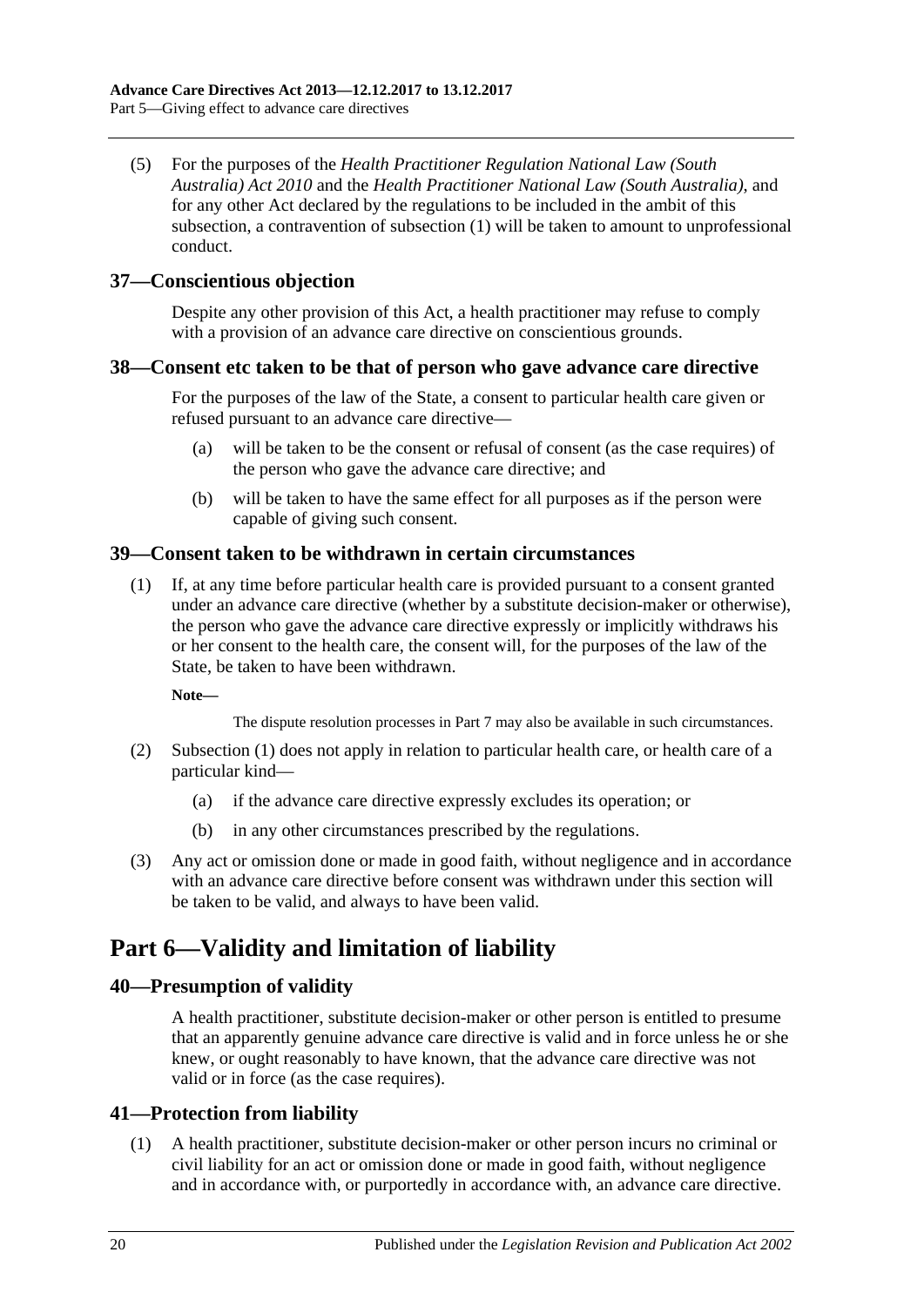(5) For the purposes of the *Health Practitioner Regulation National Law (South Australia) Act 2010* and the *Health Practitioner National Law (South Australia)*, and for any other Act declared by the regulations to be included in the ambit of this subsection, a contravention of subsection (1) will be taken to amount to unprofessional conduct.

### 37—Conscientious objection

Despite any other provision of this Act, a health practitioner may refuse to comply with a provision of an advance care directive on conscientious grounds.

### 38—Consent etc taken to be that of person who gave advance care directive

For the purposes of the law of the State, a consent to particular health care given or refused pursuant to an advance care directive—

(a) will be taken to be the consent or refusal of consent (as the case requires) of the person who gave the advance care directive; and

(b) will be taken to have the same effect for all purposes as if the person were capable of giving such consent.

### 39—Consent taken to be withdrawn in certain circumstances

(1) If, at any time before particular health care is provided pursuant to a consent granted under an advance care directive (whether by a substitute decision-maker or otherwise), the person who gave the advance care directive expressly or implicitly withdraws his or her consent to the health care, the consent will, for the purposes of the law of the State, be taken to have been withdrawn.

**Note—**

The dispute resolution processes in Part 7 may also be available in such circumstances.

(2) Subsection (1) does not apply in relation to particular health care, or health care of a particular kind—

(a) if the advance care directive expressly excludes its operation; or

(b) in any other circumstances prescribed by the regulations.

(3) Any act or omission done or made in good faith, without negligence and in accordance with an advance care directive before consent was withdrawn under this section will be taken to be valid, and always to have been valid.

## Part 6—Validity and limitation of liability

### 40—Presumption of validity

A health practitioner, substitute decision-maker or other person is entitled to presume that an apparently genuine advance care directive is valid and in force unless he or she knew, or ought reasonably to have known, that the advance care directive was not valid or in force (as the case requires).

### 41—Protection from liability

(1) A health practitioner, substitute decision-maker or other person incurs no criminal or civil liability for an act or omission done or made in good faith, without negligence and in accordance with, or purportedly in accordance with, an advance care directive.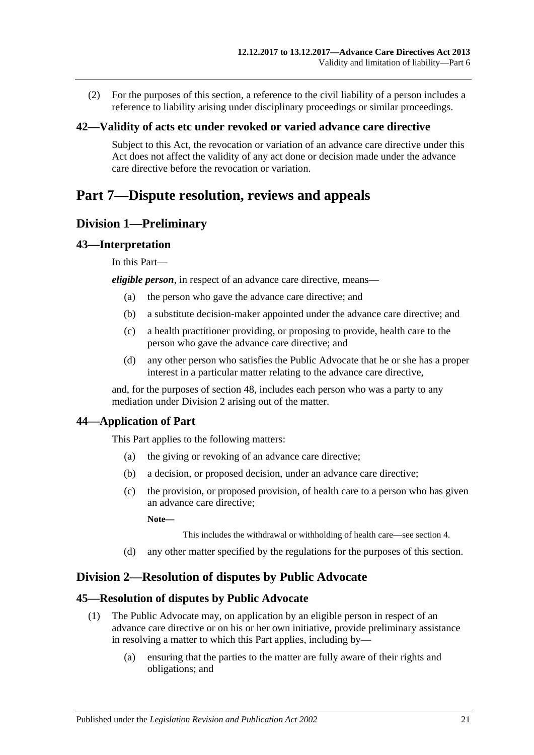(2) For the purposes of this section, a reference to the civil liability of a person includes a reference to liability arising under disciplinary proceedings or similar proceedings.

### 42—Validity of acts etc under revoked or varied advance care directive

Subject to this Act, the revocation or variation of an advance care directive under this Act does not affect the validity of any act done or decision made under the advance care directive before the revocation or variation.

# Part 7—Dispute resolution, reviews and appeals

## Division 1—Preliminary

### 43—Interpretation

In this Part—

***eligible person***, in respect of an advance care directive, means—

(a) the person who gave the advance care directive; and

(b) a substitute decision-maker appointed under the advance care directive; and

(c) a health practitioner providing, or proposing to provide, health care to the person who gave the advance care directive; and

(d) any other person who satisfies the Public Advocate that he or she has a proper interest in a particular matter relating to the advance care directive,

and, for the purposes of section 48, includes each person who was a party to any mediation under Division 2 arising out of the matter.

### 44—Application of Part

This Part applies to the following matters:

(a) the giving or revoking of an advance care directive;

(b) a decision, or proposed decision, under an advance care directive;

(c) the provision, or proposed provision, of health care to a person who has given an advance care directive;

**Note—**

This includes the withdrawal or withholding of health care—see section 4.

(d) any other matter specified by the regulations for the purposes of this section.

## Division 2—Resolution of disputes by Public Advocate

### 45—Resolution of disputes by Public Advocate

(1) The Public Advocate may, on application by an eligible person in respect of an advance care directive or on his or her own initiative, provide preliminary assistance in resolving a matter to which this Part applies, including by—

(a) ensuring that the parties to the matter are fully aware of their rights and obligations; and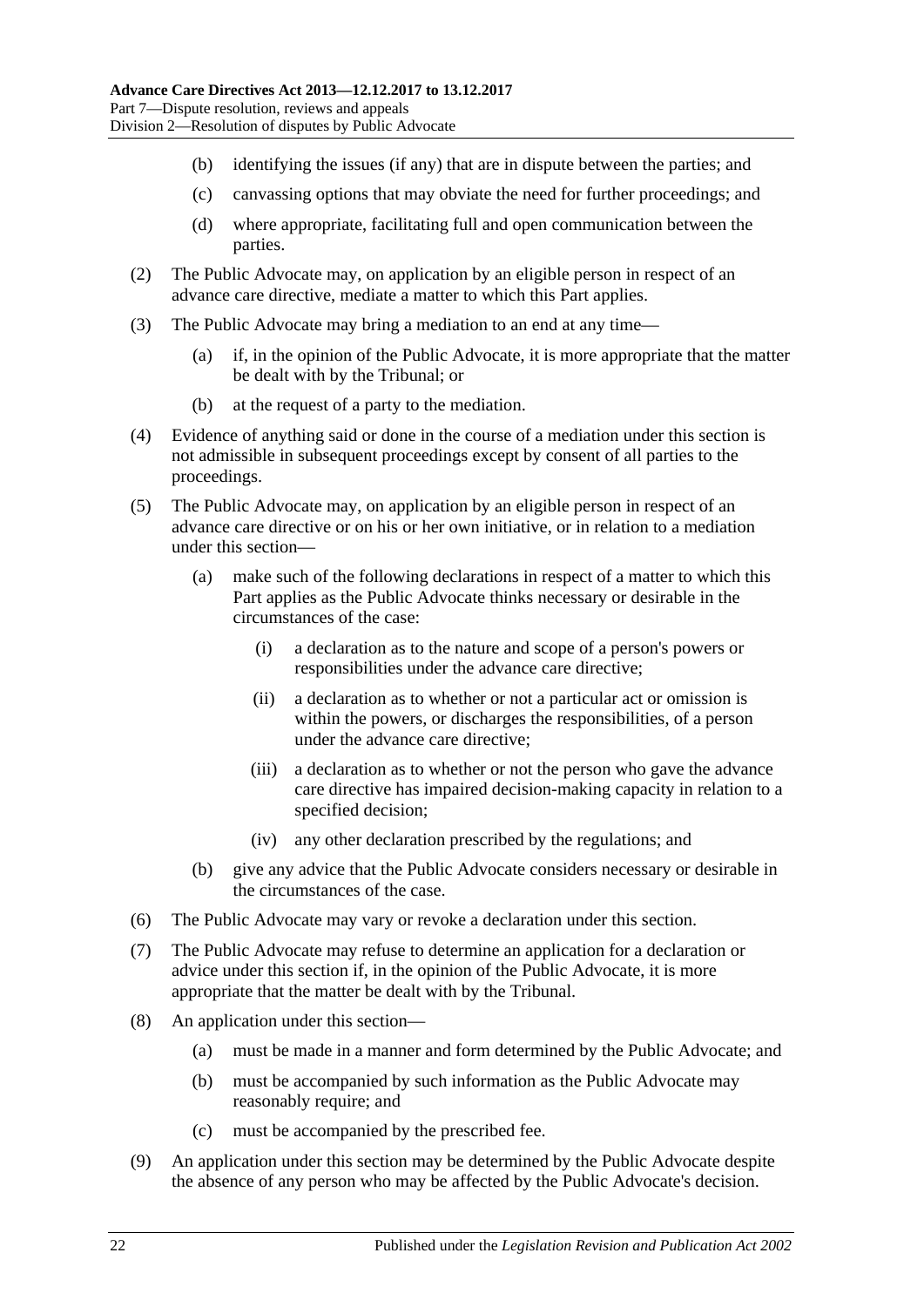(b) identifying the issues (if any) that are in dispute between the parties; and

(c) canvassing options that may obviate the need for further proceedings; and

(d) where appropriate, facilitating full and open communication between the parties.

(2) The Public Advocate may, on application by an eligible person in respect of an advance care directive, mediate a matter to which this Part applies.

(3) The Public Advocate may bring a mediation to an end at any time—

(a) if, in the opinion of the Public Advocate, it is more appropriate that the matter be dealt with by the Tribunal; or

(b) at the request of a party to the mediation.

(4) Evidence of anything said or done in the course of a mediation under this section is not admissible in subsequent proceedings except by consent of all parties to the proceedings.

(5) The Public Advocate may, on application by an eligible person in respect of an advance care directive or on his or her own initiative, or in relation to a mediation under this section—

(a) make such of the following declarations in respect of a matter to which this Part applies as the Public Advocate thinks necessary or desirable in the circumstances of the case:

(i) a declaration as to the nature and scope of a person's powers or responsibilities under the advance care directive;

(ii) a declaration as to whether or not a particular act or omission is within the powers, or discharges the responsibilities, of a person under the advance care directive;

(iii) a declaration as to whether or not the person who gave the advance care directive has impaired decision-making capacity in relation to a specified decision;

(iv) any other declaration prescribed by the regulations; and

(b) give any advice that the Public Advocate considers necessary or desirable in the circumstances of the case.

(6) The Public Advocate may vary or revoke a declaration under this section.

(7) The Public Advocate may refuse to determine an application for a declaration or advice under this section if, in the opinion of the Public Advocate, it is more appropriate that the matter be dealt with by the Tribunal.

(8) An application under this section—

(a) must be made in a manner and form determined by the Public Advocate; and

(b) must be accompanied by such information as the Public Advocate may reasonably require; and

(c) must be accompanied by the prescribed fee.

(9) An application under this section may be determined by the Public Advocate despite the absence of any person who may be affected by the Public Advocate's decision.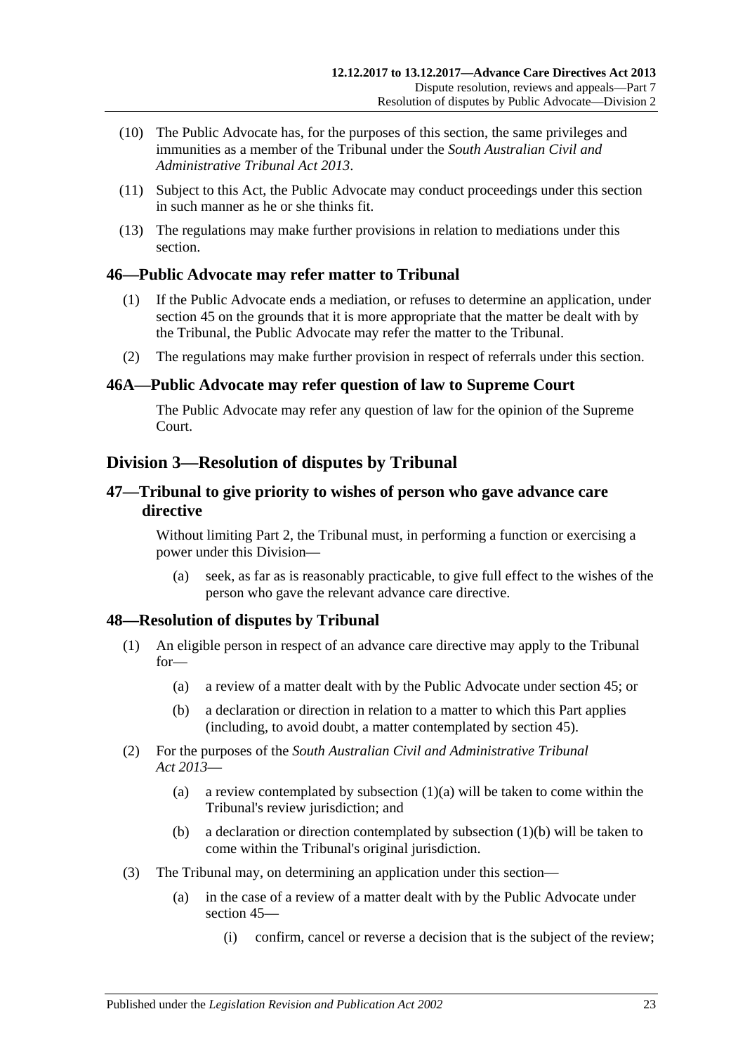(10) The Public Advocate has, for the purposes of this section, the same privileges and immunities as a member of the Tribunal under the *South Australian Civil and Administrative Tribunal Act 2013*.

(11) Subject to this Act, the Public Advocate may conduct proceedings under this section in such manner as he or she thinks fit.

(13) The regulations may make further provisions in relation to mediations under this section.

### 46—Public Advocate may refer matter to Tribunal

(1) If the Public Advocate ends a mediation, or refuses to determine an application, under section 45 on the grounds that it is more appropriate that the matter be dealt with by the Tribunal, the Public Advocate may refer the matter to the Tribunal.

(2) The regulations may make further provision in respect of referrals under this section.

### 46A—Public Advocate may refer question of law to Supreme Court

The Public Advocate may refer any question of law for the opinion of the Supreme Court.

## Division 3—Resolution of disputes by Tribunal

### 47—Tribunal to give priority to wishes of person who gave advance care directive

Without limiting Part 2, the Tribunal must, in performing a function or exercising a power under this Division—

(a) seek, as far as is reasonably practicable, to give full effect to the wishes of the person who gave the relevant advance care directive.

### 48—Resolution of disputes by Tribunal

(1) An eligible person in respect of an advance care directive may apply to the Tribunal for—

(a) a review of a matter dealt with by the Public Advocate under section 45; or

(b) a declaration or direction in relation to a matter to which this Part applies (including, to avoid doubt, a matter contemplated by section 45).

(2) For the purposes of the *South Australian Civil and Administrative Tribunal Act 2013*—

(a) a review contemplated by subsection (1)(a) will be taken to come within the Tribunal's review jurisdiction; and

(b) a declaration or direction contemplated by subsection (1)(b) will be taken to come within the Tribunal's original jurisdiction.

(3) The Tribunal may, on determining an application under this section—

(a) in the case of a review of a matter dealt with by the Public Advocate under section 45—

(i) confirm, cancel or reverse a decision that is the subject of the review;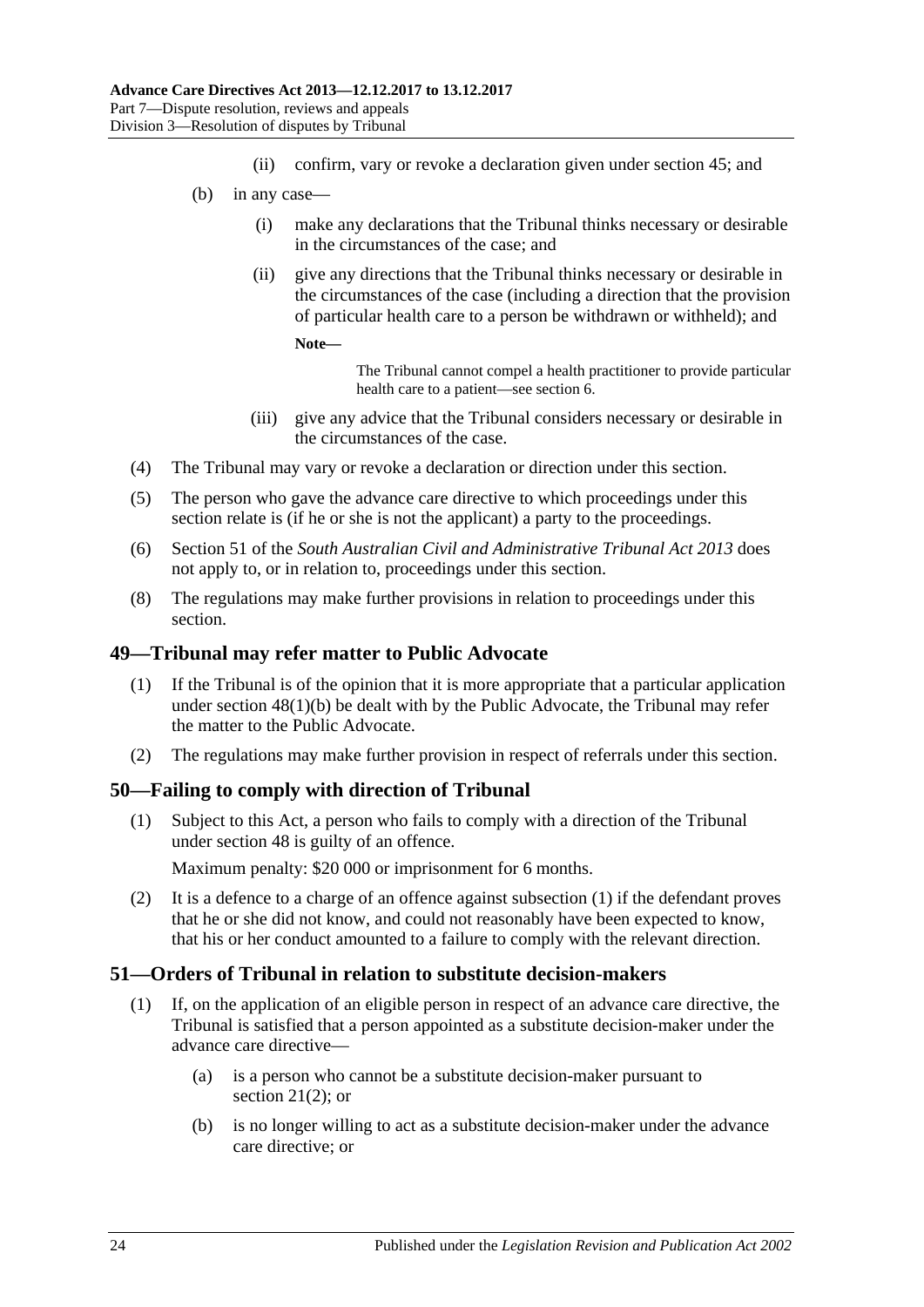(ii) confirm, vary or revoke a declaration given under section 45; and

(b) in any case—

(i) make any declarations that the Tribunal thinks necessary or desirable in the circumstances of the case; and

(ii) give any directions that the Tribunal thinks necessary or desirable in the circumstances of the case (including a direction that the provision of particular health care to a person be withdrawn or withheld); and

**Note—**

The Tribunal cannot compel a health practitioner to provide particular health care to a patient—see section 6.

(iii) give any advice that the Tribunal considers necessary or desirable in the circumstances of the case.

(4) The Tribunal may vary or revoke a declaration or direction under this section.

(5) The person who gave the advance care directive to which proceedings under this section relate is (if he or she is not the applicant) a party to the proceedings.

(6) Section 51 of the *South Australian Civil and Administrative Tribunal Act 2013* does not apply to, or in relation to, proceedings under this section.

(8) The regulations may make further provisions in relation to proceedings under this section.

## 49—Tribunal may refer matter to Public Advocate

(1) If the Tribunal is of the opinion that it is more appropriate that a particular application under section 48(1)(b) be dealt with by the Public Advocate, the Tribunal may refer the matter to the Public Advocate.

(2) The regulations may make further provision in respect of referrals under this section.

## 50—Failing to comply with direction of Tribunal

(1) Subject to this Act, a person who fails to comply with a direction of the Tribunal under section 48 is guilty of an offence.

Maximum penalty: $20 000 or imprisonment for 6 months.

(2) It is a defence to a charge of an offence against subsection (1) if the defendant proves that he or she did not know, and could not reasonably have been expected to know, that his or her conduct amounted to a failure to comply with the relevant direction.

## 51—Orders of Tribunal in relation to substitute decision-makers

(1) If, on the application of an eligible person in respect of an advance care directive, the Tribunal is satisfied that a person appointed as a substitute decision-maker under the advance care directive—

(a) is a person who cannot be a substitute decision-maker pursuant to section 21(2); or

(b) is no longer willing to act as a substitute decision-maker under the advance care directive; or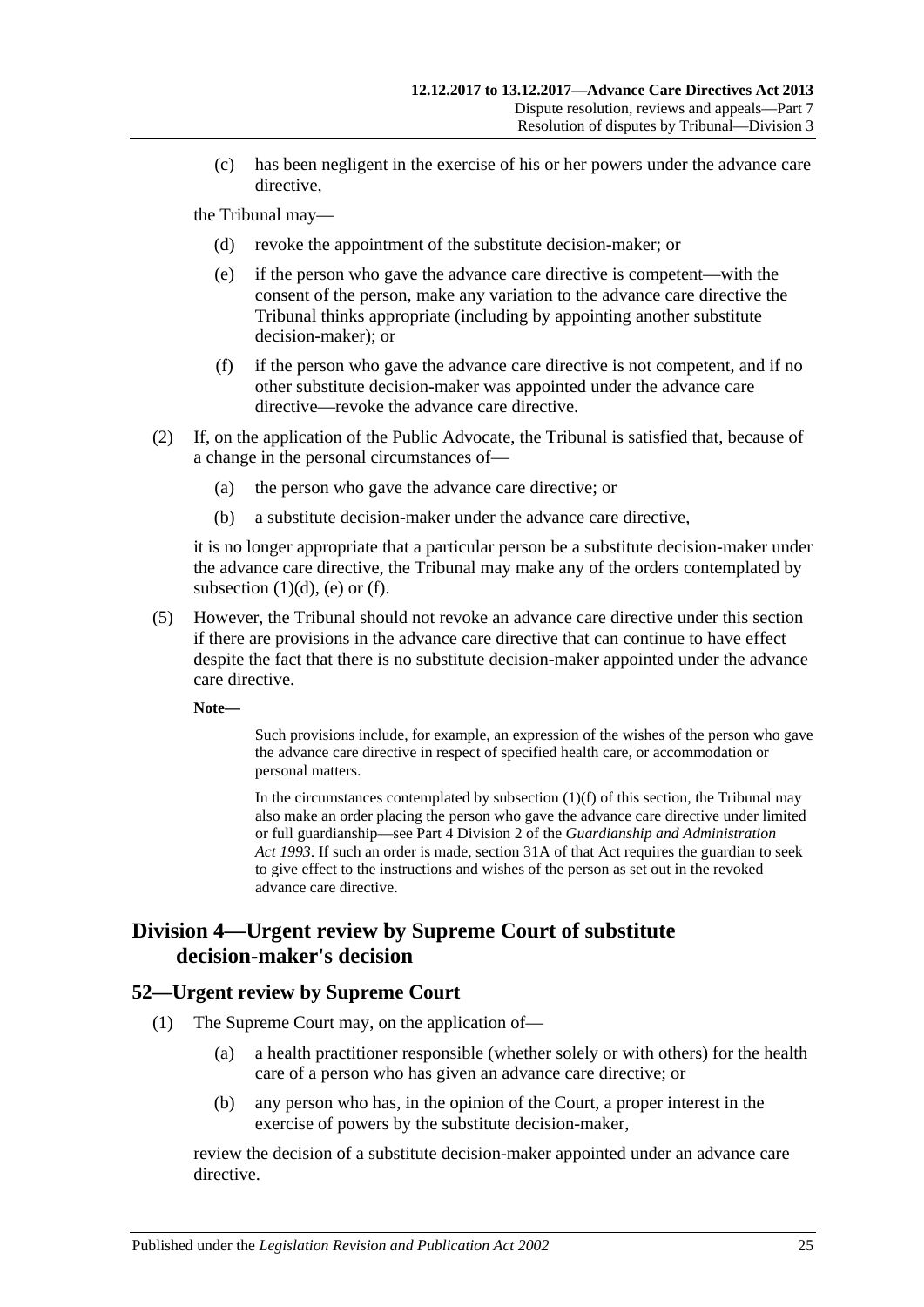(c) has been negligent in the exercise of his or her powers under the advance care directive,

the Tribunal may—

(d) revoke the appointment of the substitute decision-maker; or

(e) if the person who gave the advance care directive is competent—with the consent of the person, make any variation to the advance care directive the Tribunal thinks appropriate (including by appointing another substitute decision-maker); or

(f) if the person who gave the advance care directive is not competent, and if no other substitute decision-maker was appointed under the advance care directive—revoke the advance care directive.

(2) If, on the application of the Public Advocate, the Tribunal is satisfied that, because of a change in the personal circumstances of—

(a) the person who gave the advance care directive; or

(b) a substitute decision-maker under the advance care directive,

it is no longer appropriate that a particular person be a substitute decision-maker under the advance care directive, the Tribunal may make any of the orders contemplated by subsection (1)(d), (e) or (f).

(5) However, the Tribunal should not revoke an advance care directive under this section if there are provisions in the advance care directive that can continue to have effect despite the fact that there is no substitute decision-maker appointed under the advance care directive.

**Note—**

Such provisions include, for example, an expression of the wishes of the person who gave the advance care directive in respect of specified health care, or accommodation or personal matters.

In the circumstances contemplated by subsection (1)(f) of this section, the Tribunal may also make an order placing the person who gave the advance care directive under limited or full guardianship—see Part 4 Division 2 of the *Guardianship and Administration Act 1993*. If such an order is made, section 31A of that Act requires the guardian to seek to give effect to the instructions and wishes of the person as set out in the revoked advance care directive.

## Division 4—Urgent review by Supreme Court of substitute decision-maker's decision

### 52—Urgent review by Supreme Court

(1) The Supreme Court may, on the application of—

(a) a health practitioner responsible (whether solely or with others) for the health care of a person who has given an advance care directive; or

(b) any person who has, in the opinion of the Court, a proper interest in the exercise of powers by the substitute decision-maker,

review the decision of a substitute decision-maker appointed under an advance care directive.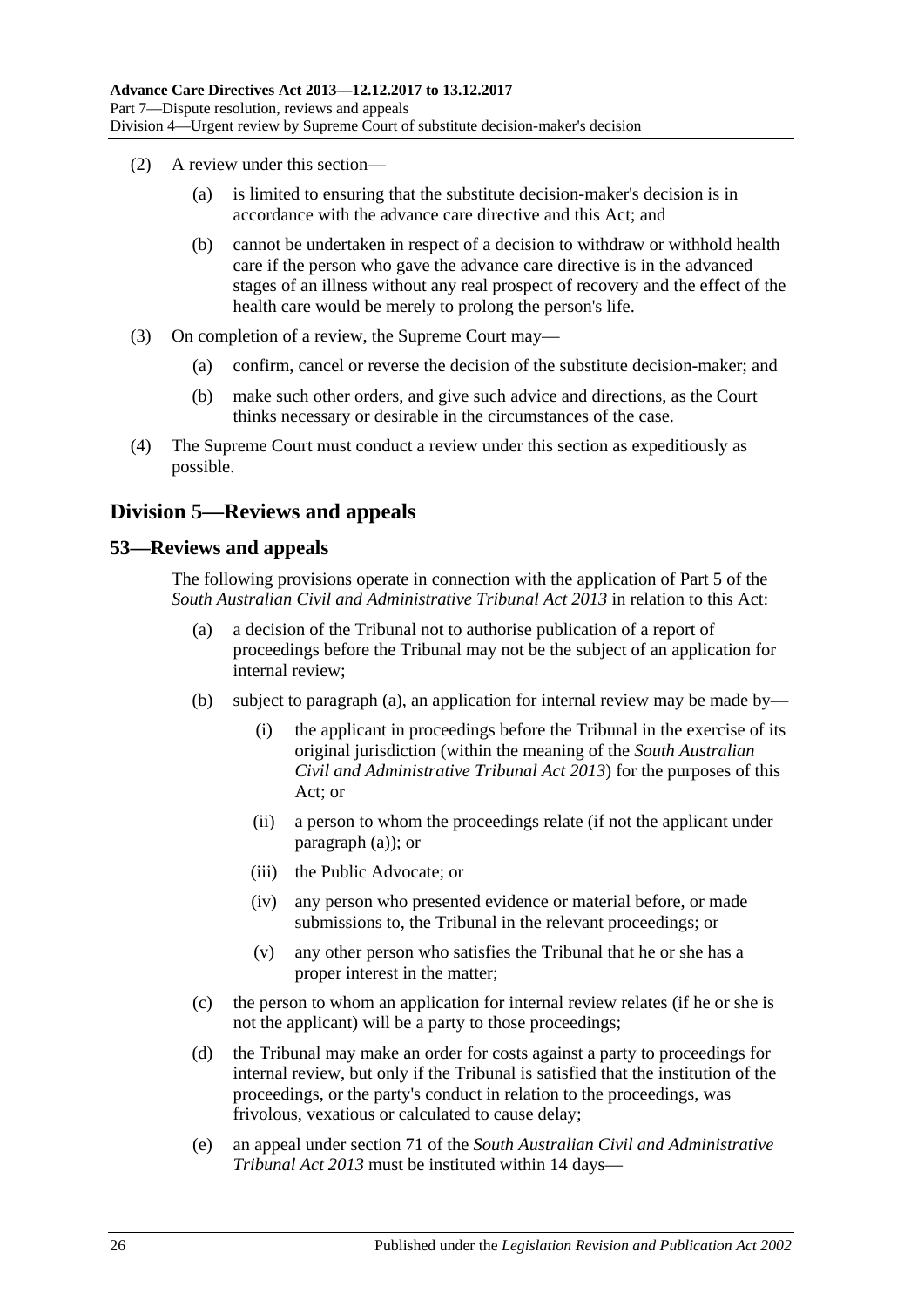(2) A review under this section—

(a) is limited to ensuring that the substitute decision-maker's decision is in accordance with the advance care directive and this Act; and

(b) cannot be undertaken in respect of a decision to withdraw or withhold health care if the person who gave the advance care directive is in the advanced stages of an illness without any real prospect of recovery and the effect of the health care would be merely to prolong the person's life.

(3) On completion of a review, the Supreme Court may—

(a) confirm, cancel or reverse the decision of the substitute decision-maker; and

(b) make such other orders, and give such advice and directions, as the Court thinks necessary or desirable in the circumstances of the case.

(4) The Supreme Court must conduct a review under this section as expeditiously as possible.

## Division 5—Reviews and appeals

### 53—Reviews and appeals

The following provisions operate in connection with the application of Part 5 of the *South Australian Civil and Administrative Tribunal Act 2013* in relation to this Act:

(a) a decision of the Tribunal not to authorise publication of a report of proceedings before the Tribunal may not be the subject of an application for internal review;

(b) subject to paragraph (a), an application for internal review may be made by—

(i) the applicant in proceedings before the Tribunal in the exercise of its original jurisdiction (within the meaning of the *South Australian Civil and Administrative Tribunal Act 2013*) for the purposes of this Act; or

(ii) a person to whom the proceedings relate (if not the applicant under paragraph (a)); or

(iii) the Public Advocate; or

(iv) any person who presented evidence or material before, or made submissions to, the Tribunal in the relevant proceedings; or

(v) any other person who satisfies the Tribunal that he or she has a proper interest in the matter;

(c) the person to whom an application for internal review relates (if he or she is not the applicant) will be a party to those proceedings;

(d) the Tribunal may make an order for costs against a party to proceedings for internal review, but only if the Tribunal is satisfied that the institution of the proceedings, or the party's conduct in relation to the proceedings, was frivolous, vexatious or calculated to cause delay;

(e) an appeal under section 71 of the *South Australian Civil and Administrative Tribunal Act 2013* must be instituted within 14 days—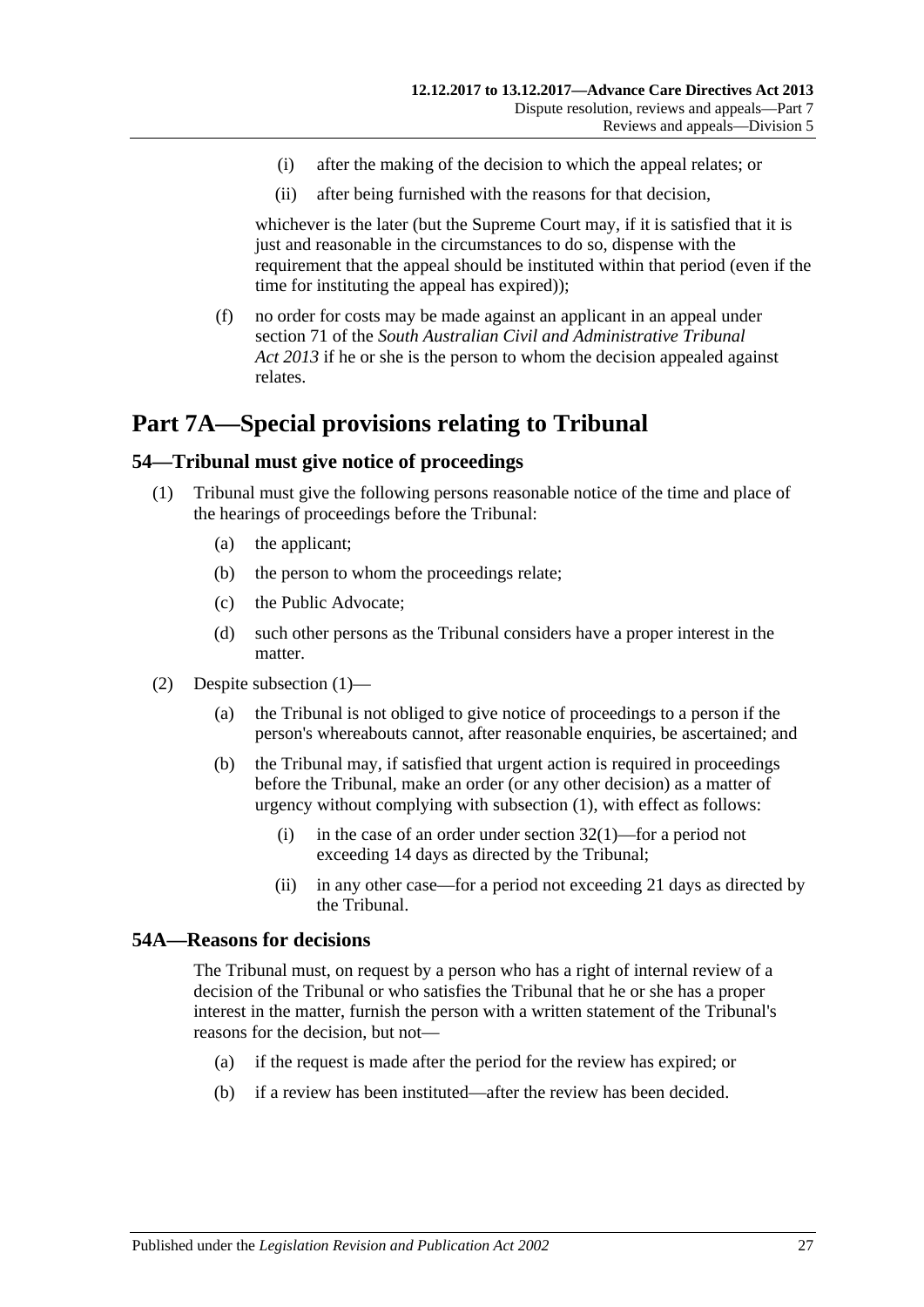(i) after the making of the decision to which the appeal relates; or

(ii) after being furnished with the reasons for that decision,

whichever is the later (but the Supreme Court may, if it is satisfied that it is just and reasonable in the circumstances to do so, dispense with the requirement that the appeal should be instituted within that period (even if the time for instituting the appeal has expired));

(f) no order for costs may be made against an applicant in an appeal under section 71 of the *South Australian Civil and Administrative Tribunal Act 2013* if he or she is the person to whom the decision appealed against relates.

# Part 7A—Special provisions relating to Tribunal

## 54—Tribunal must give notice of proceedings

(1) Tribunal must give the following persons reasonable notice of the time and place of the hearings of proceedings before the Tribunal:

(a) the applicant;

(b) the person to whom the proceedings relate;

(c) the Public Advocate;

(d) such other persons as the Tribunal considers have a proper interest in the matter.

(2) Despite subsection (1)—

(a) the Tribunal is not obliged to give notice of proceedings to a person if the person's whereabouts cannot, after reasonable enquiries, be ascertained; and

(b) the Tribunal may, if satisfied that urgent action is required in proceedings before the Tribunal, make an order (or any other decision) as a matter of urgency without complying with subsection (1), with effect as follows:

(i) in the case of an order under section 32(1)—for a period not exceeding 14 days as directed by the Tribunal;

(ii) in any other case—for a period not exceeding 21 days as directed by the Tribunal.

## 54A—Reasons for decisions

The Tribunal must, on request by a person who has a right of internal review of a decision of the Tribunal or who satisfies the Tribunal that he or she has a proper interest in the matter, furnish the person with a written statement of the Tribunal's reasons for the decision, but not—

(a) if the request is made after the period for the review has expired; or

(b) if a review has been instituted—after the review has been decided.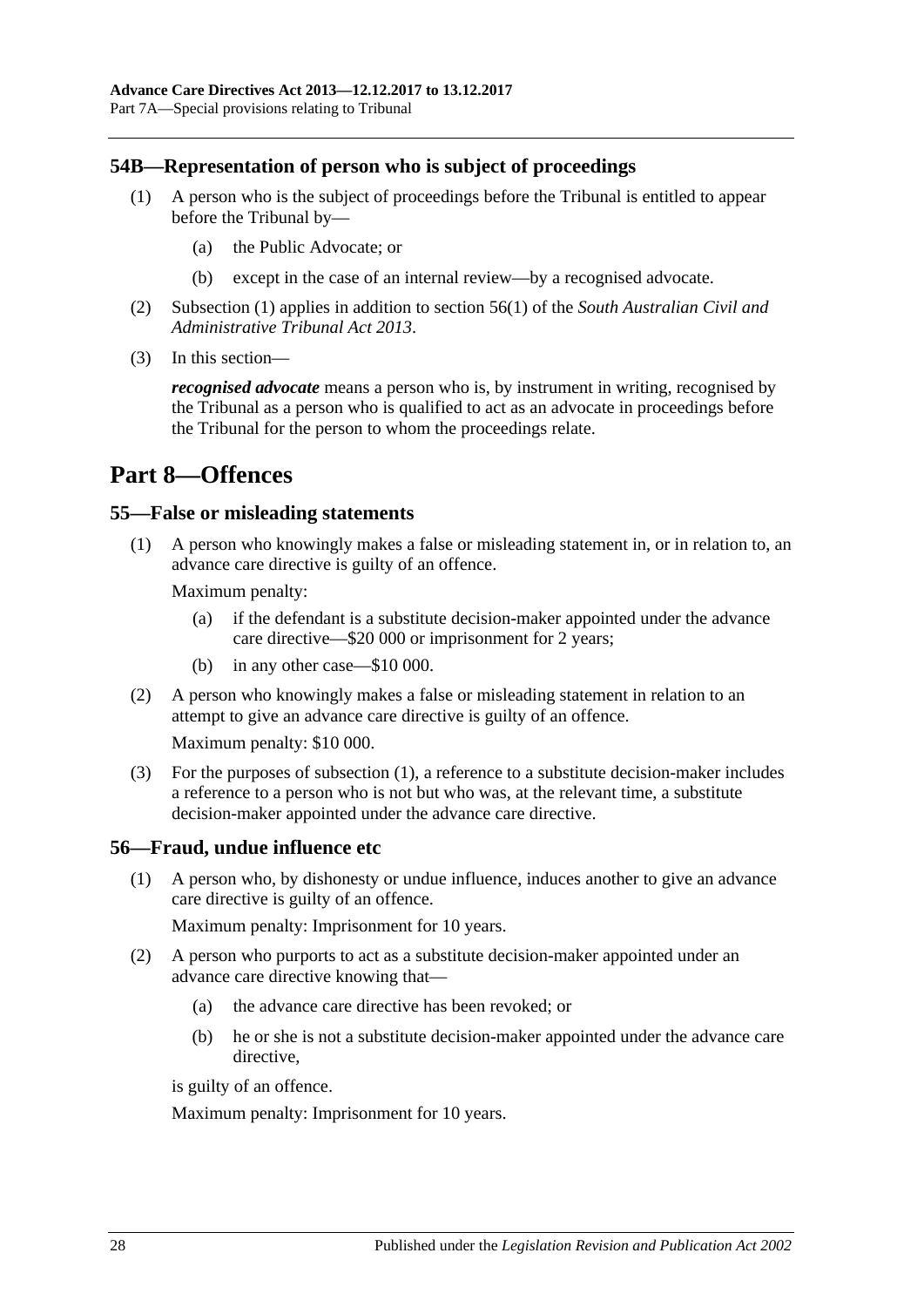### 54B—Representation of person who is subject of proceedings

(1) A person who is the subject of proceedings before the Tribunal is entitled to appear before the Tribunal by—

  (a) the Public Advocate; or

  (b) except in the case of an internal review—by a recognised advocate.

(2) Subsection (1) applies in addition to section 56(1) of the *South Australian Civil and Administrative Tribunal Act 2013*.

(3) In this section—

***recognised advocate*** means a person who is, by instrument in writing, recognised by the Tribunal as a person who is qualified to act as an advocate in proceedings before the Tribunal for the person to whom the proceedings relate.

## Part 8—Offences

### 55—False or misleading statements

(1) A person who knowingly makes a false or misleading statement in, or in relation to, an advance care directive is guilty of an offence.

Maximum penalty:

  (a) if the defendant is a substitute decision-maker appointed under the advance care directive—$20 000 or imprisonment for 2 years;

  (b) in any other case—$10 000.

(2) A person who knowingly makes a false or misleading statement in relation to an attempt to give an advance care directive is guilty of an offence.

Maximum penalty: $10 000.

(3) For the purposes of subsection (1), a reference to a substitute decision-maker includes a reference to a person who is not but who was, at the relevant time, a substitute decision-maker appointed under the advance care directive.

### 56—Fraud, undue influence etc

(1) A person who, by dishonesty or undue influence, induces another to give an advance care directive is guilty of an offence.

Maximum penalty: Imprisonment for 10 years.

(2) A person who purports to act as a substitute decision-maker appointed under an advance care directive knowing that—

  (a) the advance care directive has been revoked; or

  (b) he or she is not a substitute decision-maker appointed under the advance care directive,

is guilty of an offence.

Maximum penalty: Imprisonment for 10 years.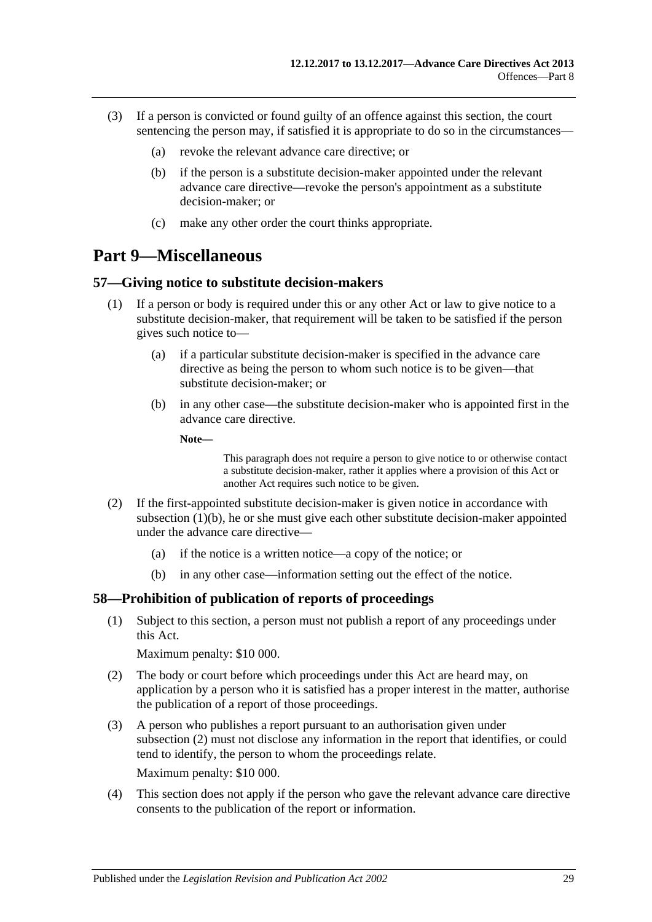(3) If a person is convicted or found guilty of an offence against this section, the court sentencing the person may, if satisfied it is appropriate to do so in the circumstances—

(a) revoke the relevant advance care directive; or

(b) if the person is a substitute decision-maker appointed under the relevant advance care directive—revoke the person's appointment as a substitute decision-maker; or

(c) make any other order the court thinks appropriate.

# Part 9—Miscellaneous

## 57—Giving notice to substitute decision-makers

(1) If a person or body is required under this or any other Act or law to give notice to a substitute decision-maker, that requirement will be taken to be satisfied if the person gives such notice to—

(a) if a particular substitute decision-maker is specified in the advance care directive as being the person to whom such notice is to be given—that substitute decision-maker; or

(b) in any other case—the substitute decision-maker who is appointed first in the advance care directive.

**Note—**

This paragraph does not require a person to give notice to or otherwise contact a substitute decision-maker, rather it applies where a provision of this Act or another Act requires such notice to be given.

(2) If the first-appointed substitute decision-maker is given notice in accordance with subsection (1)(b), he or she must give each other substitute decision-maker appointed under the advance care directive—

(a) if the notice is a written notice—a copy of the notice; or

(b) in any other case—information setting out the effect of the notice.

## 58—Prohibition of publication of reports of proceedings

(1) Subject to this section, a person must not publish a report of any proceedings under this Act.

Maximum penalty: $10 000.

(2) The body or court before which proceedings under this Act are heard may, on application by a person who it is satisfied has a proper interest in the matter, authorise the publication of a report of those proceedings.

(3) A person who publishes a report pursuant to an authorisation given under subsection (2) must not disclose any information in the report that identifies, or could tend to identify, the person to whom the proceedings relate.

Maximum penalty: $10 000.

(4) This section does not apply if the person who gave the relevant advance care directive consents to the publication of the report or information.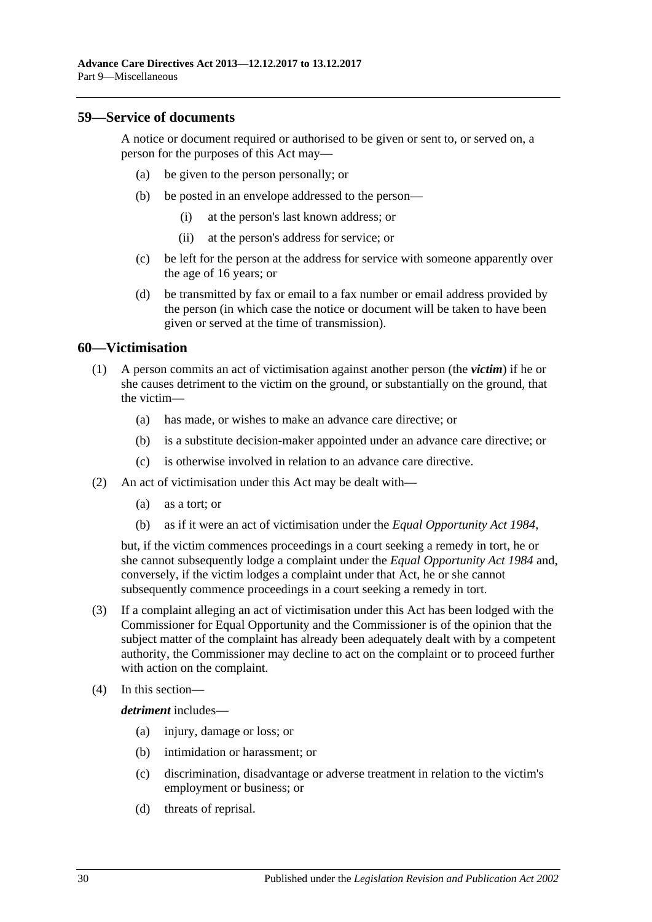## 59—Service of documents

A notice or document required or authorised to be given or sent to, or served on, a person for the purposes of this Act may—

(a) be given to the person personally; or

(b) be posted in an envelope addressed to the person—

  (i) at the person's last known address; or

  (ii) at the person's address for service; or

(c) be left for the person at the address for service with someone apparently over the age of 16 years; or

(d) be transmitted by fax or email to a fax number or email address provided by the person (in which case the notice or document will be taken to have been given or served at the time of transmission).

## 60—Victimisation

(1) A person commits an act of victimisation against another person (the ***victim***) if he or she causes detriment to the victim on the ground, or substantially on the ground, that the victim—

  (a) has made, or wishes to make an advance care directive; or

  (b) is a substitute decision-maker appointed under an advance care directive; or

  (c) is otherwise involved in relation to an advance care directive.

(2) An act of victimisation under this Act may be dealt with—

  (a) as a tort; or

  (b) as if it were an act of victimisation under the *Equal Opportunity Act 1984*,

but, if the victim commences proceedings in a court seeking a remedy in tort, he or she cannot subsequently lodge a complaint under the *Equal Opportunity Act 1984* and, conversely, if the victim lodges a complaint under that Act, he or she cannot subsequently commence proceedings in a court seeking a remedy in tort.

(3) If a complaint alleging an act of victimisation under this Act has been lodged with the Commissioner for Equal Opportunity and the Commissioner is of the opinion that the subject matter of the complaint has already been adequately dealt with by a competent authority, the Commissioner may decline to act on the complaint or to proceed further with action on the complaint.

(4) In this section—

***detriment*** includes—

  (a) injury, damage or loss; or

  (b) intimidation or harassment; or

  (c) discrimination, disadvantage or adverse treatment in relation to the victim's employment or business; or

  (d) threats of reprisal.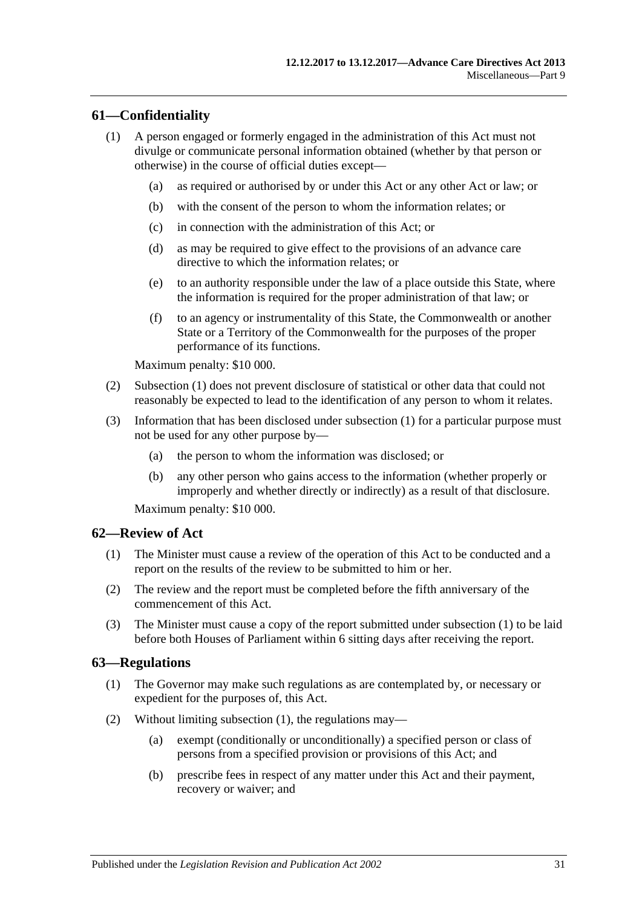## 61—Confidentiality

(1) A person engaged or formerly engaged in the administration of this Act must not divulge or communicate personal information obtained (whether by that person or otherwise) in the course of official duties except—

(a) as required or authorised by or under this Act or any other Act or law; or

(b) with the consent of the person to whom the information relates; or

(c) in connection with the administration of this Act; or

(d) as may be required to give effect to the provisions of an advance care directive to which the information relates; or

(e) to an authority responsible under the law of a place outside this State, where the information is required for the proper administration of that law; or

(f) to an agency or instrumentality of this State, the Commonwealth or another State or a Territory of the Commonwealth for the purposes of the proper performance of its functions.

Maximum penalty: $10 000.

(2) Subsection (1) does not prevent disclosure of statistical or other data that could not reasonably be expected to lead to the identification of any person to whom it relates.

(3) Information that has been disclosed under subsection (1) for a particular purpose must not be used for any other purpose by—

(a) the person to whom the information was disclosed; or

(b) any other person who gains access to the information (whether properly or improperly and whether directly or indirectly) as a result of that disclosure.

Maximum penalty: $10 000.

## 62—Review of Act

(1) The Minister must cause a review of the operation of this Act to be conducted and a report on the results of the review to be submitted to him or her.

(2) The review and the report must be completed before the fifth anniversary of the commencement of this Act.

(3) The Minister must cause a copy of the report submitted under subsection (1) to be laid before both Houses of Parliament within 6 sitting days after receiving the report.

## 63—Regulations

(1) The Governor may make such regulations as are contemplated by, or necessary or expedient for the purposes of, this Act.

(2) Without limiting subsection (1), the regulations may—

(a) exempt (conditionally or unconditionally) a specified person or class of persons from a specified provision or provisions of this Act; and

(b) prescribe fees in respect of any matter under this Act and their payment, recovery or waiver; and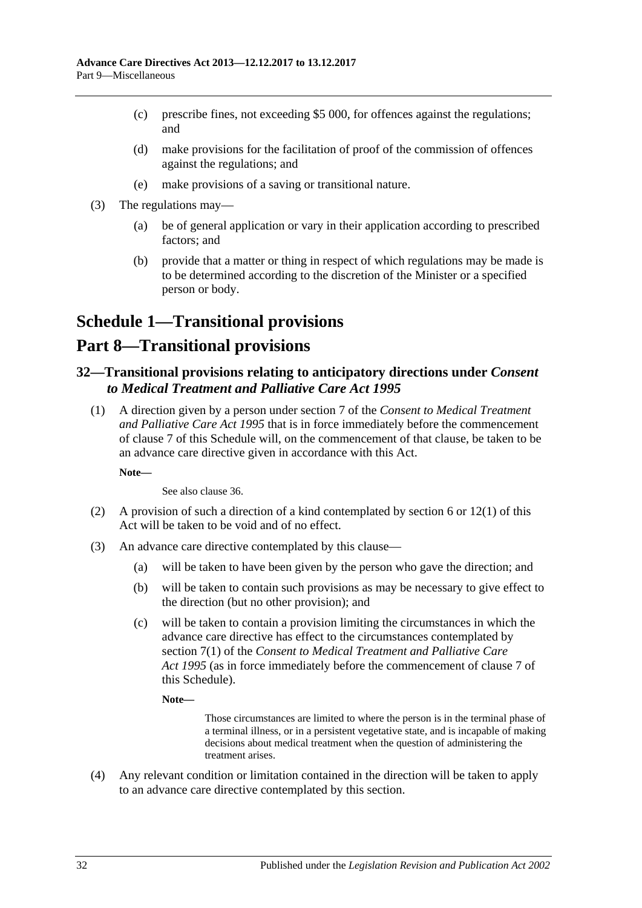(c) prescribe fines, not exceeding \$5 000, for offences against the regulations; and

(d) make provisions for the facilitation of proof of the commission of offences against the regulations; and

(e) make provisions of a saving or transitional nature.

(3) The regulations may—

(a) be of general application or vary in their application according to prescribed factors; and

(b) provide that a matter or thing in respect of which regulations may be made is to be determined according to the discretion of the Minister or a specified person or body.

# Schedule 1—Transitional provisions

# Part 8—Transitional provisions

## 32—Transitional provisions relating to anticipatory directions under *Consent to Medical Treatment and Palliative Care Act 1995*

(1) A direction given by a person under section 7 of the *Consent to Medical Treatment and Palliative Care Act 1995* that is in force immediately before the commencement of clause 7 of this Schedule will, on the commencement of that clause, be taken to be an advance care directive given in accordance with this Act.

**Note—**

See also clause 36.

(2) A provision of such a direction of a kind contemplated by section 6 or 12(1) of this Act will be taken to be void and of no effect.

(3) An advance care directive contemplated by this clause—

(a) will be taken to have been given by the person who gave the direction; and

(b) will be taken to contain such provisions as may be necessary to give effect to the direction (but no other provision); and

(c) will be taken to contain a provision limiting the circumstances in which the advance care directive has effect to the circumstances contemplated by section 7(1) of the *Consent to Medical Treatment and Palliative Care Act 1995* (as in force immediately before the commencement of clause 7 of this Schedule).

**Note—**

Those circumstances are limited to where the person is in the terminal phase of a terminal illness, or in a persistent vegetative state, and is incapable of making decisions about medical treatment when the question of administering the treatment arises.

(4) Any relevant condition or limitation contained in the direction will be taken to apply to an advance care directive contemplated by this section.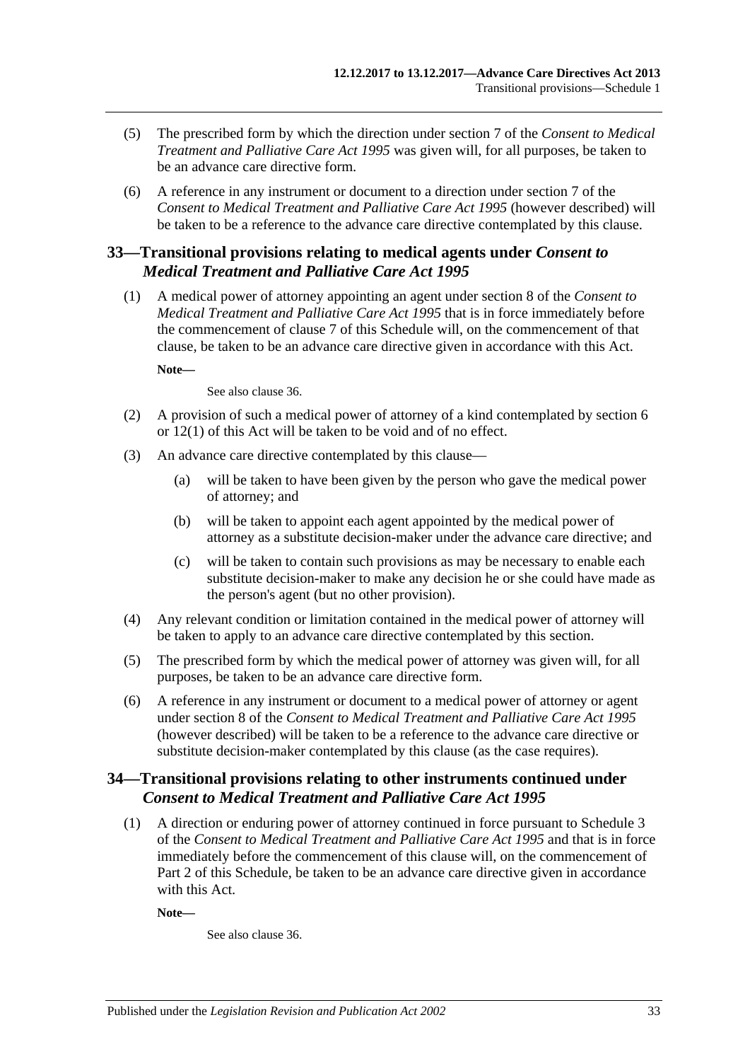(5) The prescribed form by which the direction under section 7 of the *Consent to Medical Treatment and Palliative Care Act 1995* was given will, for all purposes, be taken to be an advance care directive form.

(6) A reference in any instrument or document to a direction under section 7 of the *Consent to Medical Treatment and Palliative Care Act 1995* (however described) will be taken to be a reference to the advance care directive contemplated by this clause.

## 33—Transitional provisions relating to medical agents under *Consent to Medical Treatment and Palliative Care Act 1995*

(1) A medical power of attorney appointing an agent under section 8 of the *Consent to Medical Treatment and Palliative Care Act 1995* that is in force immediately before the commencement of clause 7 of this Schedule will, on the commencement of that clause, be taken to be an advance care directive given in accordance with this Act.

**Note—**

See also clause 36.

(2) A provision of such a medical power of attorney of a kind contemplated by section 6 or 12(1) of this Act will be taken to be void and of no effect.

(3) An advance care directive contemplated by this clause—

(a) will be taken to have been given by the person who gave the medical power of attorney; and

(b) will be taken to appoint each agent appointed by the medical power of attorney as a substitute decision-maker under the advance care directive; and

(c) will be taken to contain such provisions as may be necessary to enable each substitute decision-maker to make any decision he or she could have made as the person's agent (but no other provision).

(4) Any relevant condition or limitation contained in the medical power of attorney will be taken to apply to an advance care directive contemplated by this section.

(5) The prescribed form by which the medical power of attorney was given will, for all purposes, be taken to be an advance care directive form.

(6) A reference in any instrument or document to a medical power of attorney or agent under section 8 of the *Consent to Medical Treatment and Palliative Care Act 1995* (however described) will be taken to be a reference to the advance care directive or substitute decision-maker contemplated by this clause (as the case requires).

## 34—Transitional provisions relating to other instruments continued under *Consent to Medical Treatment and Palliative Care Act 1995*

(1) A direction or enduring power of attorney continued in force pursuant to Schedule 3 of the *Consent to Medical Treatment and Palliative Care Act 1995* and that is in force immediately before the commencement of this clause will, on the commencement of Part 2 of this Schedule, be taken to be an advance care directive given in accordance with this Act.

**Note—**

See also clause 36.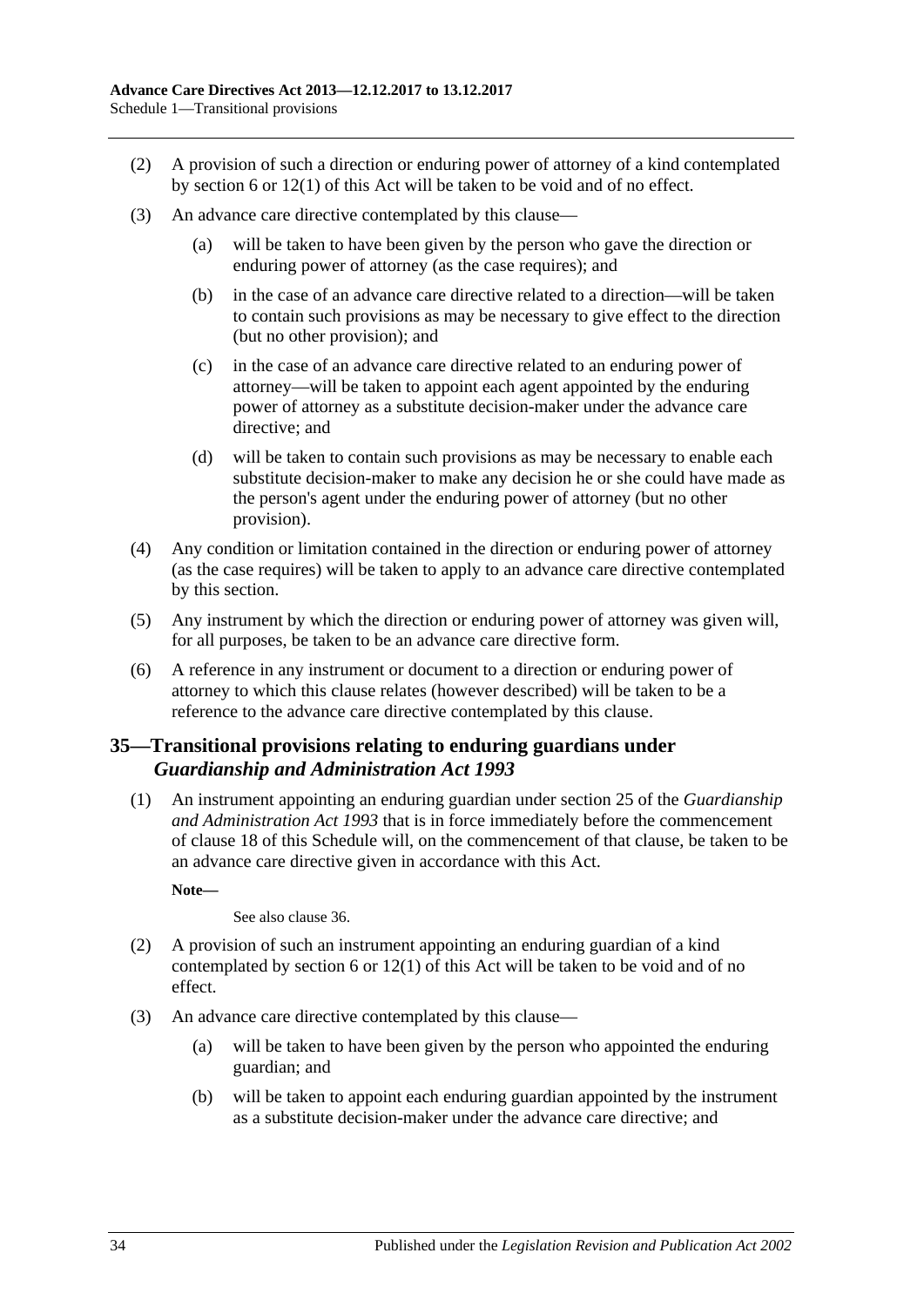(2) A provision of such a direction or enduring power of attorney of a kind contemplated by section 6 or 12(1) of this Act will be taken to be void and of no effect.

(3) An advance care directive contemplated by this clause—

(a) will be taken to have been given by the person who gave the direction or enduring power of attorney (as the case requires); and

(b) in the case of an advance care directive related to a direction—will be taken to contain such provisions as may be necessary to give effect to the direction (but no other provision); and

(c) in the case of an advance care directive related to an enduring power of attorney—will be taken to appoint each agent appointed by the enduring power of attorney as a substitute decision-maker under the advance care directive; and

(d) will be taken to contain such provisions as may be necessary to enable each substitute decision-maker to make any decision he or she could have made as the person's agent under the enduring power of attorney (but no other provision).

(4) Any condition or limitation contained in the direction or enduring power of attorney (as the case requires) will be taken to apply to an advance care directive contemplated by this section.

(5) Any instrument by which the direction or enduring power of attorney was given will, for all purposes, be taken to be an advance care directive form.

(6) A reference in any instrument or document to a direction or enduring power of attorney to which this clause relates (however described) will be taken to be a reference to the advance care directive contemplated by this clause.

## 35—Transitional provisions relating to enduring guardians under *Guardianship and Administration Act 1993*

(1) An instrument appointing an enduring guardian under section 25 of the *Guardianship and Administration Act 1993* that is in force immediately before the commencement of clause 18 of this Schedule will, on the commencement of that clause, be taken to be an advance care directive given in accordance with this Act.

**Note—**

See also clause 36.

(2) A provision of such an instrument appointing an enduring guardian of a kind contemplated by section 6 or 12(1) of this Act will be taken to be void and of no effect.

(3) An advance care directive contemplated by this clause—

(a) will be taken to have been given by the person who appointed the enduring guardian; and

(b) will be taken to appoint each enduring guardian appointed by the instrument as a substitute decision-maker under the advance care directive; and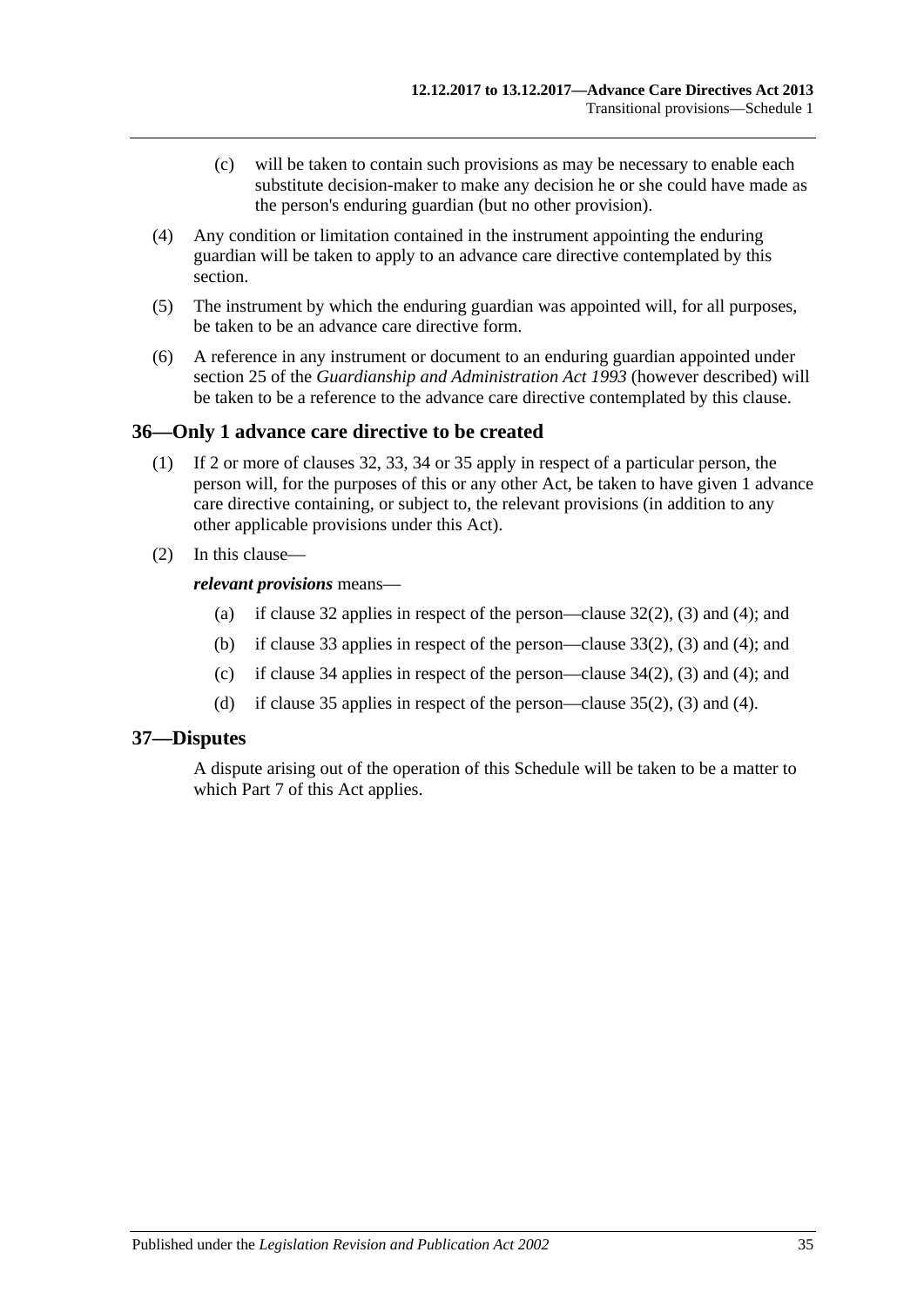(c) will be taken to contain such provisions as may be necessary to enable each substitute decision-maker to make any decision he or she could have made as the person's enduring guardian (but no other provision).

(4) Any condition or limitation contained in the instrument appointing the enduring guardian will be taken to apply to an advance care directive contemplated by this section.

(5) The instrument by which the enduring guardian was appointed will, for all purposes, be taken to be an advance care directive form.

(6) A reference in any instrument or document to an enduring guardian appointed under section 25 of the *Guardianship and Administration Act 1993* (however described) will be taken to be a reference to the advance care directive contemplated by this clause.

## 36—Only 1 advance care directive to be created

(1) If 2 or more of clauses 32, 33, 34 or 35 apply in respect of a particular person, the person will, for the purposes of this or any other Act, be taken to have given 1 advance care directive containing, or subject to, the relevant provisions (in addition to any other applicable provisions under this Act).

(2) In this clause—

***relevant provisions*** means—

(a) if clause 32 applies in respect of the person—clause 32(2), (3) and (4); and

(b) if clause 33 applies in respect of the person—clause 33(2), (3) and (4); and

(c) if clause 34 applies in respect of the person—clause 34(2), (3) and (4); and

(d) if clause 35 applies in respect of the person—clause 35(2), (3) and (4).

## 37—Disputes

A dispute arising out of the operation of this Schedule will be taken to be a matter to which Part 7 of this Act applies.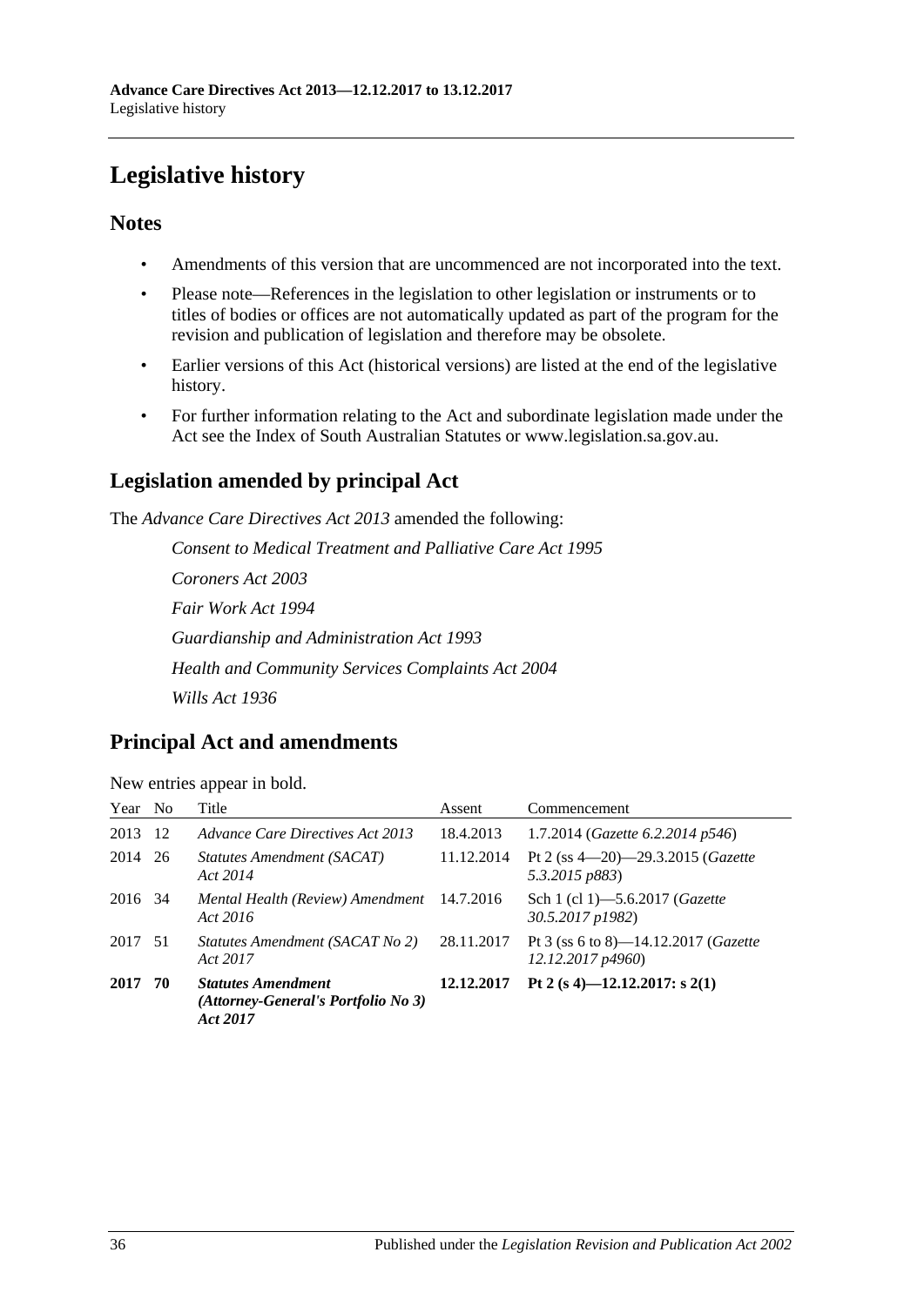# Legislative history

## Notes

- Amendments of this version that are uncommenced are not incorporated into the text.
- Please note—References in the legislation to other legislation or instruments or to titles of bodies or offices are not automatically updated as part of the program for the revision and publication of legislation and therefore may be obsolete.
- Earlier versions of this Act (historical versions) are listed at the end of the legislative history.
- For further information relating to the Act and subordinate legislation made under the Act see the Index of South Australian Statutes or www.legislation.sa.gov.au.

## Legislation amended by principal Act

The *Advance Care Directives Act 2013* amended the following:

*Consent to Medical Treatment and Palliative Care Act 1995*

*Coroners Act 2003*

*Fair Work Act 1994*

*Guardianship and Administration Act 1993*

*Health and Community Services Complaints Act 2004*

*Wills Act 1936*

## Principal Act and amendments

New entries appear in bold.

| Year | No | Title | Assent | Commencement |
|---|---|---|---|---|
| 2013 | 12 | *Advance Care Directives Act 2013* | 18.4.2013 | 1.7.2014 (*Gazette 6.2.2014 p546*) |
| 2014 | 26 | *Statutes Amendment (SACAT) Act 2014* | 11.12.2014 | Pt 2 (ss 4—20)—29.3.2015 (*Gazette 5.3.2015 p883*) |
| 2016 | 34 | *Mental Health (Review) Amendment Act 2016* | 14.7.2016 | Sch 1 (cl 1)—5.6.2017 (*Gazette 30.5.2017 p1982*) |
| 2017 | 51 | *Statutes Amendment (SACAT No 2) Act 2017* | 28.11.2017 | Pt 3 (ss 6 to 8)—14.12.2017 (*Gazette 12.12.2017 p4960*) |
| **2017** | **70** | ***Statutes Amendment (Attorney-General's Portfolio No 3) Act 2017*** | **12.12.2017** | **Pt 2 (s 4)—12.12.2017: s 2(1)** |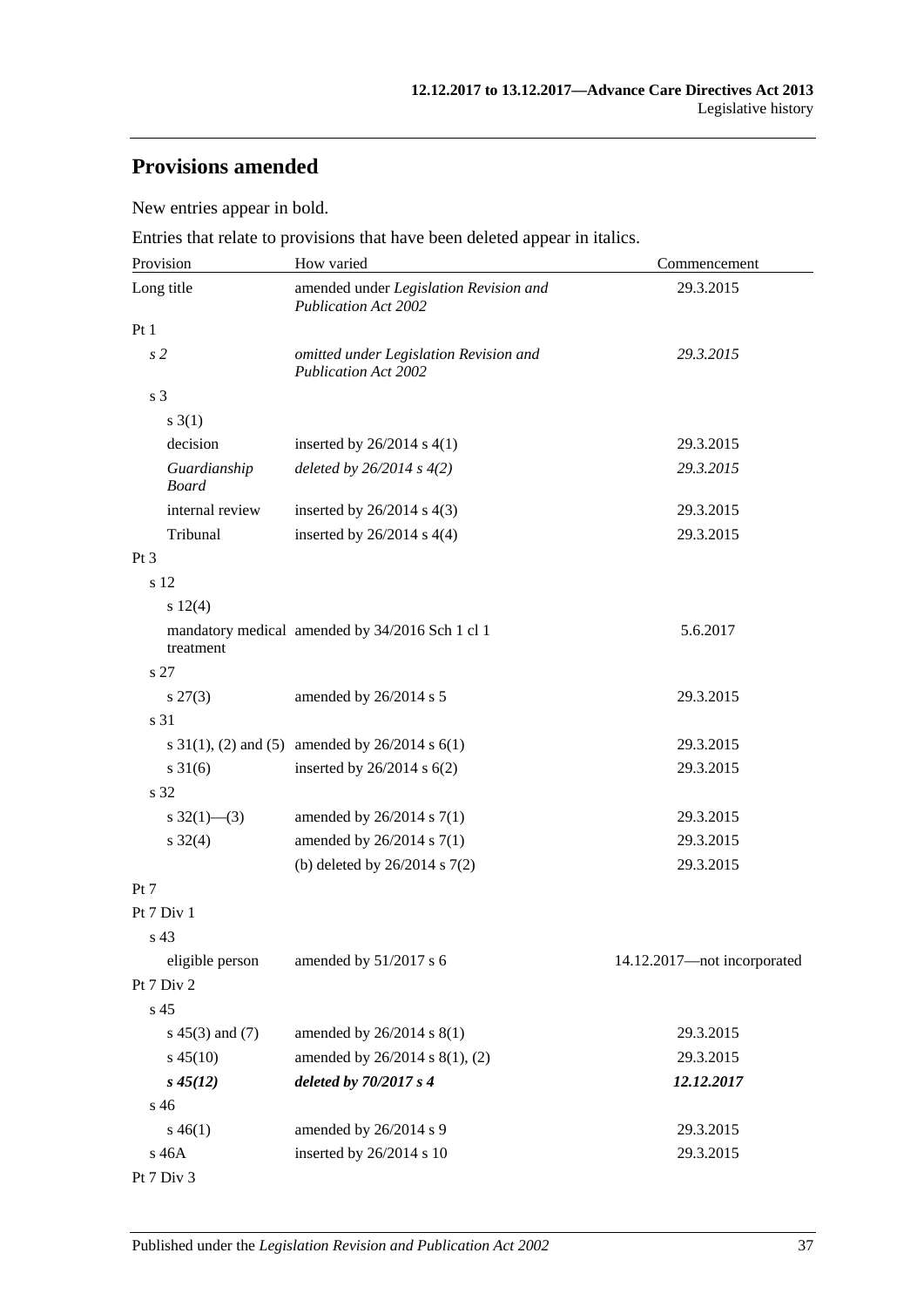## Provisions amended

New entries appear in bold.

Entries that relate to provisions that have been deleted appear in italics.

| Provision | How varied | Commencement |
|---|---|---|
| Long title | amended under *Legislation Revision and Publication Act 2002* | 29.3.2015 |
| Pt 1 | | |
| *s 2* | *omitted under Legislation Revision and Publication Act 2002* | *29.3.2015* |
| s 3 | | |
| s 3(1) | | |
| decision | inserted by 26/2014 s 4(1) | 29.3.2015 |
| *Guardianship Board* | *deleted by 26/2014 s 4(2)* | *29.3.2015* |
| internal review | inserted by 26/2014 s 4(3) | 29.3.2015 |
| Tribunal | inserted by 26/2014 s 4(4) | 29.3.2015 |
| Pt 3 | | |
| s 12 | | |
| s 12(4) | | |
| mandatory medical treatment | amended by 34/2016 Sch 1 cl 1 | 5.6.2017 |
| s 27 | | |
| s 27(3) | amended by 26/2014 s 5 | 29.3.2015 |
| s 31 | | |
| s 31(1), (2) and (5) | amended by 26/2014 s 6(1) | 29.3.2015 |
| s 31(6) | inserted by 26/2014 s 6(2) | 29.3.2015 |
| s 32 | | |
| s 32(1)—(3) | amended by 26/2014 s 7(1) | 29.3.2015 |
| s 32(4) | amended by 26/2014 s 7(1) | 29.3.2015 |
| | (b) deleted by 26/2014 s 7(2) | 29.3.2015 |
| Pt 7 | | |
| Pt 7 Div 1 | | |
| s 43 | | |
| eligible person | amended by 51/2017 s 6 | 14.12.2017—not incorporated |
| Pt 7 Div 2 | | |
| s 45 | | |
| s 45(3) and (7) | amended by 26/2014 s 8(1) | 29.3.2015 |
| s 45(10) | amended by 26/2014 s 8(1), (2) | 29.3.2015 |
| ***s 45(12)*** | ***deleted by 70/2017 s 4*** | ***12.12.2017*** |
| s 46 | | |
| s 46(1) | amended by 26/2014 s 9 | 29.3.2015 |
| s 46A | inserted by 26/2014 s 10 | 29.3.2015 |
| Pt 7 Div 3 | | |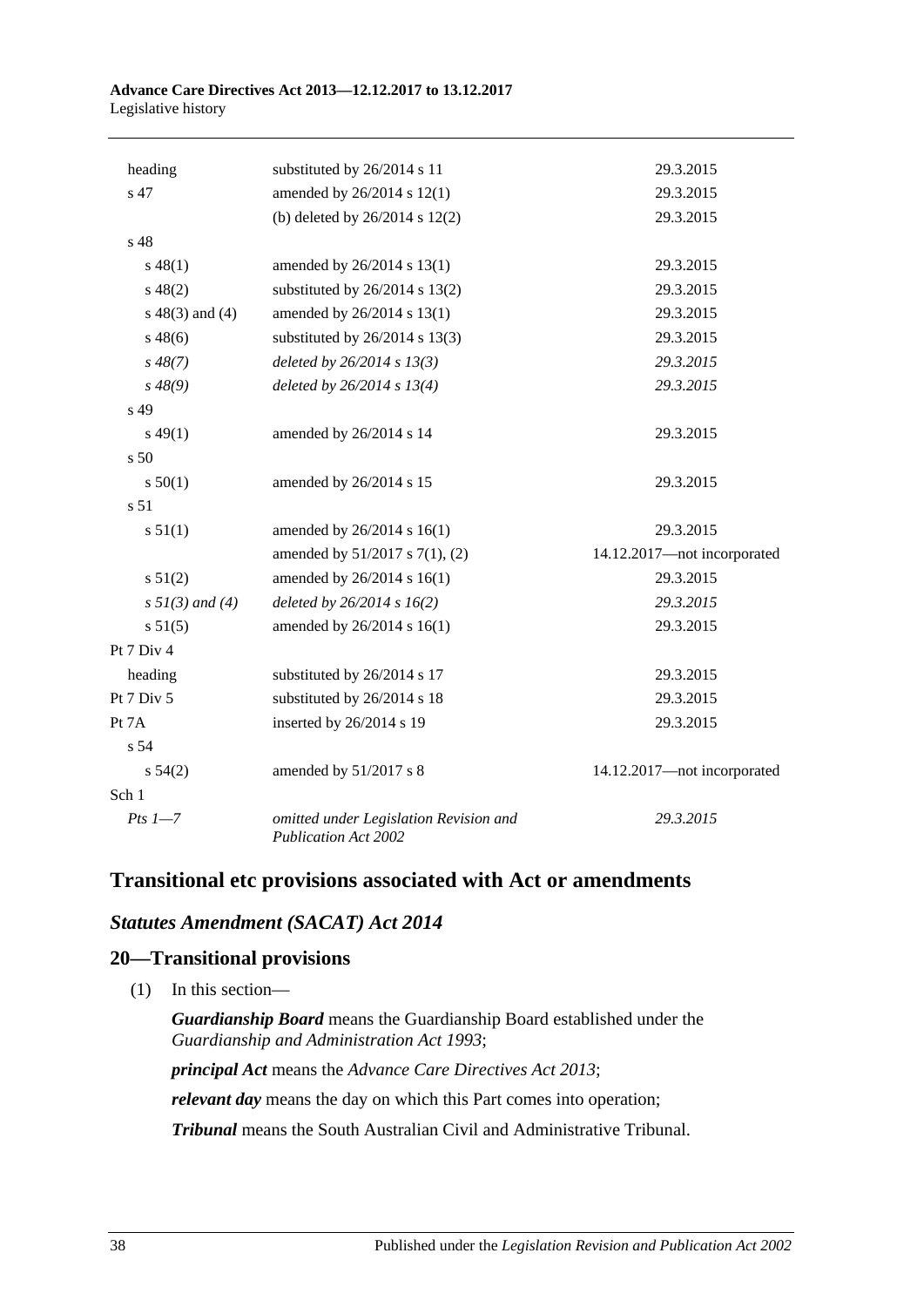| | | |
|---|---|---|
| heading | substituted by 26/2014 s 11 | 29.3.2015 |
| s 47 | amended by 26/2014 s 12(1) | 29.3.2015 |
| | (b) deleted by 26/2014 s 12(2) | 29.3.2015 |
| s 48 | | |
| s 48(1) | amended by 26/2014 s 13(1) | 29.3.2015 |
| s 48(2) | substituted by 26/2014 s 13(2) | 29.3.2015 |
| s 48(3) and (4) | amended by 26/2014 s 13(1) | 29.3.2015 |
| s 48(6) | substituted by 26/2014 s 13(3) | 29.3.2015 |
| *s 48(7)* | *deleted by 26/2014 s 13(3)* | *29.3.2015* |
| *s 48(9)* | *deleted by 26/2014 s 13(4)* | *29.3.2015* |
| s 49 | | |
| s 49(1) | amended by 26/2014 s 14 | 29.3.2015 |
| s 50 | | |
| s 50(1) | amended by 26/2014 s 15 | 29.3.2015 |
| s 51 | | |
| s 51(1) | amended by 26/2014 s 16(1) | 29.3.2015 |
| | amended by 51/2017 s 7(1), (2) | 14.12.2017—not incorporated |
| s 51(2) | amended by 26/2014 s 16(1) | 29.3.2015 |
| *s 51(3) and (4)* | *deleted by 26/2014 s 16(2)* | *29.3.2015* |
| s 51(5) | amended by 26/2014 s 16(1) | 29.3.2015 |
| Pt 7 Div 4 | | |
| heading | substituted by 26/2014 s 17 | 29.3.2015 |
| Pt 7 Div 5 | substituted by 26/2014 s 18 | 29.3.2015 |
| Pt 7A | inserted by 26/2014 s 19 | 29.3.2015 |
| s 54 | | |
| s 54(2) | amended by 51/2017 s 8 | 14.12.2017—not incorporated |
| Sch 1 | | |
| *Pts 1—7* | *omitted under Legislation Revision and Publication Act 2002* | *29.3.2015* |

## Transitional etc provisions associated with Act or amendments

### *Statutes Amendment (SACAT) Act 2014*

### 20—Transitional provisions

(1) In this section—

***Guardianship Board*** means the Guardianship Board established under the *Guardianship and Administration Act 1993*;

***principal Act*** means the *Advance Care Directives Act 2013*;

***relevant day*** means the day on which this Part comes into operation;

***Tribunal*** means the South Australian Civil and Administrative Tribunal.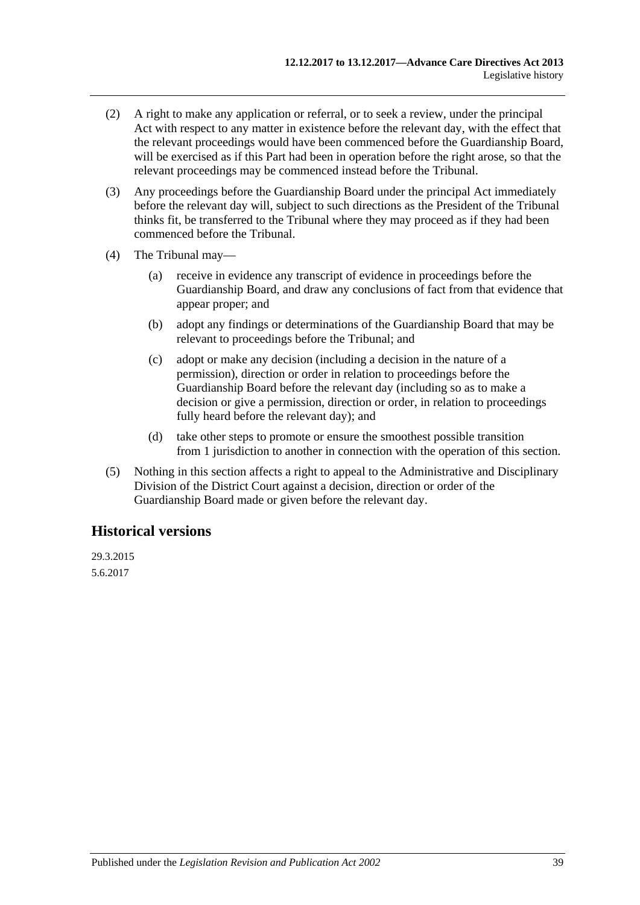(2) A right to make any application or referral, or to seek a review, under the principal Act with respect to any matter in existence before the relevant day, with the effect that the relevant proceedings would have been commenced before the Guardianship Board, will be exercised as if this Part had been in operation before the right arose, so that the relevant proceedings may be commenced instead before the Tribunal.

(3) Any proceedings before the Guardianship Board under the principal Act immediately before the relevant day will, subject to such directions as the President of the Tribunal thinks fit, be transferred to the Tribunal where they may proceed as if they had been commenced before the Tribunal.

(4) The Tribunal may—

(a) receive in evidence any transcript of evidence in proceedings before the Guardianship Board, and draw any conclusions of fact from that evidence that appear proper; and

(b) adopt any findings or determinations of the Guardianship Board that may be relevant to proceedings before the Tribunal; and

(c) adopt or make any decision (including a decision in the nature of a permission), direction or order in relation to proceedings before the Guardianship Board before the relevant day (including so as to make a decision or give a permission, direction or order, in relation to proceedings fully heard before the relevant day); and

(d) take other steps to promote or ensure the smoothest possible transition from 1 jurisdiction to another in connection with the operation of this section.

(5) Nothing in this section affects a right to appeal to the Administrative and Disciplinary Division of the District Court against a decision, direction or order of the Guardianship Board made or given before the relevant day.

## Historical versions

29.3.2015

5.6.2017